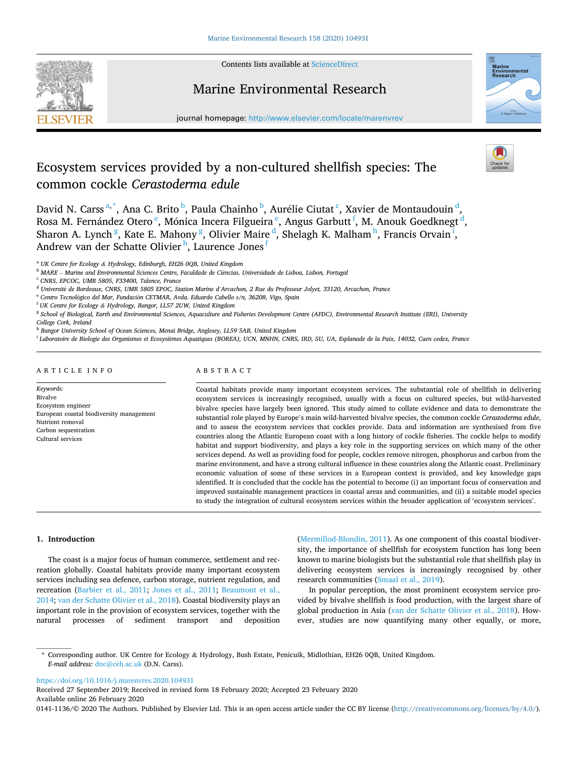Contents lists available at ScienceDirect

Marine Environmental Research

journal homepage: http://www.elsevier.com/locate/marenvrev

# Ecosystem services provided by a non-cultured shellfish species: The common cockle *Cerastoderma edule*

David N. Carss[a,*], Ana C. Brito[b], Paula Chainho[b], Aurélie Ciutat[c], Xavier de Montaudouin[d], Rosa M. Fernández Otero[e], Mónica Incera Filgueira[e], Angus Garbutt[f], M. Anouk Goedknegt[d], Sharon A. Lynch[g], Kate E. Mahony[g], Olivier Maire[d], Shelagh K. Malham[h], Francis Orvain[i], Andrew van der Schatte Olivier[h], Laurence Jones[f]

[a] UK Centre for Ecology & Hydrology, Edinburgh, EH26 0QB, United Kingdom
[b] MARE – Marine and Environmental Sciences Centre, Faculdade de Ciências, Universidade de Lisboa, Lisbon, Portugal
[c] CNRS, EPCOC, UMR 5805, F33400, Talence, France
[d] Université de Bordeaux, CNRS, UMR 5805 EPOC, Station Marine d'Arcachon, 2 Rue du Professeur Jolyet, 33120, Arcachon, France
[e] Centro Tecnológico del Mar, Fundación CETMAR, Avda. Eduardo Cabello s/n, 36208, Vigo, Spain
[f] UK Centre for Ecology & Hydrology, Bangor, LL57 2UW, United Kingdom
[g] School of Biological, Earth and Environmental Sciences, Aquaculture and Fisheries Development Centre (AFDC), Environmental Research Institute (ERI), University College Cork, Ireland
[h] Bangor University School of Ocean Sciences, Menai Bridge, Anglesey, LL59 5AB, United Kingdom
[i] Laboratoire de Biologie des Organismes et Ecosystèmes Aquatiques (BOREA), UCN, MNHN, CNRS, IRD, SU, UA, Esplanade de la Paix, 14032, Caen cedex, France

## ARTICLE INFO

*Keywords:*
Bivalve
Ecosystem engineer
European coastal biodiversity management
Nutrient removal
Carbon sequestration
Cultural services

## ABSTRACT

Coastal habitats provide many important ecosystem services. The substantial role of shellfish in delivering ecosystem services is increasingly recognised, usually with a focus on cultured species, but wild-harvested bivalve species have largely been ignored. This study aimed to collate evidence and data to demonstrate the substantial role played by Europe's main wild-harvested bivalve species, the common cockle *Cerastoderma edule*, and to assess the ecosystem services that cockles provide. Data and information are synthesised from five countries along the Atlantic European coast with a long history of cockle fisheries. The cockle helps to modify habitat and support biodiversity, and plays a key role in the supporting services on which many of the other services depend. As well as providing food for people, cockles remove nitrogen, phosphorus and carbon from the marine environment, and have a strong cultural influence in these countries along the Atlantic coast. Preliminary economic valuation of some of these services in a European context is provided, and key knowledge gaps identified. It is concluded that the cockle has the potential to become (i) an important focus of conservation and improved sustainable management practices in coastal areas and communities, and (ii) a suitable model species to study the integration of cultural ecosystem services within the broader application of 'ecosystem services'.

## 1. Introduction

The coast is a major focus of human commerce, settlement and recreation globally. Coastal habitats provide many important ecosystem services including sea defence, carbon storage, nutrient regulation, and recreation (Barbier et al., 2011; Jones et al., 2011; Beaumont et al., 2014; van der Schatte Olivier et al., 2018). Coastal biodiversity plays an important role in the provision of ecosystem services, together with the natural processes of sediment transport and deposition (Mermillod-Blondin, 2011). As one component of this coastal biodiversity, the importance of shellfish for ecosystem function has long been known to marine biologists but the substantial role that shellfish play in delivering ecosystem services is increasingly recognised by other research communities (Smaal et al., 2019).

In popular perception, the most prominent ecosystem service provided by bivalve shellfish is food production, with the largest share of global production in Asia (van der Schatte Olivier et al., 2018). However, studies are now quantifying many other equally, or more,

---

\* Corresponding author. UK Centre for Ecology & Hydrology, Bush Estate, Penicuik, Midlothian, EH26 0QB, United Kingdom.
*E-mail address:* dnc@ceh.ac.uk (D.N. Carss).

https://doi.org/10.1016/j.marenvres.2020.104931
Received 27 September 2019; Received in revised form 18 February 2020; Accepted 23 February 2020
Available online 26 February 2020
0141-1136/© 2020 The Authors. Published by Elsevier Ltd. This is an open access article under the CC BY license (http://creativecommons.org/licenses/by/4.0/).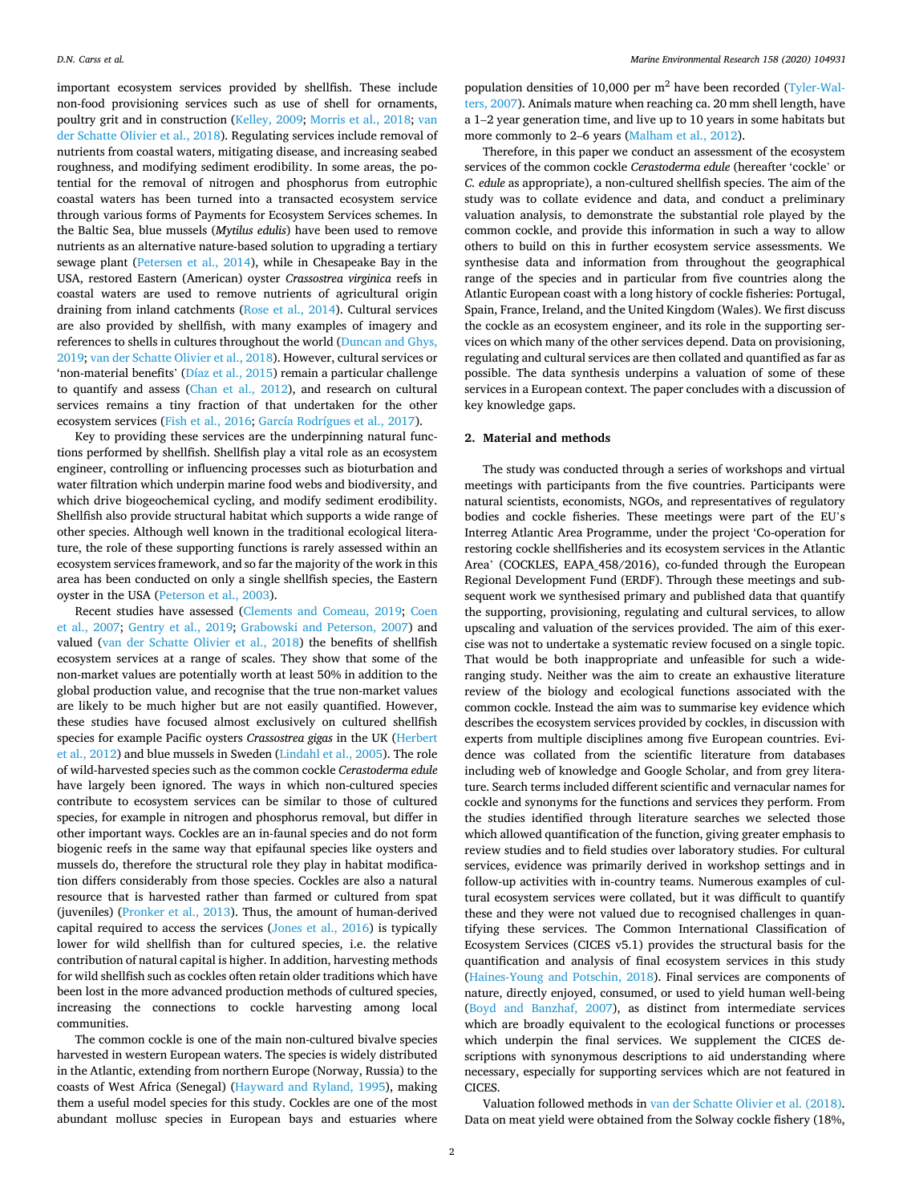important ecosystem services provided by shellfish. These include non-food provisioning services such as use of shell for ornaments, poultry grit and in construction (Kelley, 2009; Morris et al., 2018; van der Schatte Olivier et al., 2018). Regulating services include removal of nutrients from coastal waters, mitigating disease, and increasing seabed roughness, and modifying sediment erodibility. In some areas, the potential for the removal of nitrogen and phosphorus from eutrophic coastal waters has been turned into a transacted ecosystem service through various forms of Payments for Ecosystem Services schemes. In the Baltic Sea, blue mussels (*Mytilus edulis*) have been used to remove nutrients as an alternative nature-based solution to upgrading a tertiary sewage plant (Petersen et al., 2014), while in Chesapeake Bay in the USA, restored Eastern (American) oyster *Crassostrea virginica* reefs in coastal waters are used to remove nutrients of agricultural origin draining from inland catchments (Rose et al., 2014). Cultural services are also provided by shellfish, with many examples of imagery and references to shells in cultures throughout the world (Duncan and Ghys, 2019; van der Schatte Olivier et al., 2018). However, cultural services or 'non-material benefits' (Díaz et al., 2015) remain a particular challenge to quantify and assess (Chan et al., 2012), and research on cultural services remains a tiny fraction of that undertaken for the other ecosystem services (Fish et al., 2016; García Rodrígues et al., 2017).

Key to providing these services are the underpinning natural functions performed by shellfish. Shellfish play a vital role as an ecosystem engineer, controlling or influencing processes such as bioturbation and water filtration which underpin marine food webs and biodiversity, and which drive biogeochemical cycling, and modify sediment erodibility. Shellfish also provide structural habitat which supports a wide range of other species. Although well known in the traditional ecological literature, the role of these supporting functions is rarely assessed within an ecosystem services framework, and so far the majority of the work in this area has been conducted on only a single shellfish species, the Eastern oyster in the USA (Peterson et al., 2003).

Recent studies have assessed (Clements and Comeau, 2019; Coen et al., 2007; Gentry et al., 2019; Grabowski and Peterson, 2007) and valued (van der Schatte Olivier et al., 2018) the benefits of shellfish ecosystem services at a range of scales. They show that some of the non-market values are potentially worth at least 50% in addition to the global production value, and recognise that the true non-market values are likely to be much higher but are not easily quantified. However, these studies have focused almost exclusively on cultured shellfish species for example Pacific oysters *Crassostrea gigas* in the UK (Herbert et al., 2012) and blue mussels in Sweden (Lindahl et al., 2005). The role of wild-harvested species such as the common cockle *Cerastoderma edule* have largely been ignored. The ways in which non-cultured species contribute to ecosystem services can be similar to those of cultured species, for example in nitrogen and phosphorus removal, but differ in other important ways. Cockles are an in-faunal species and do not form biogenic reefs in the same way that epifaunal species like oysters and mussels do, therefore the structural role they play in habitat modification differs considerably from those species. Cockles are also a natural resource that is harvested rather than farmed or cultured from spat (juveniles) (Pronker et al., 2013). Thus, the amount of human-derived capital required to access the services (Jones et al., 2016) is typically lower for wild shellfish than for cultured species, i.e. the relative contribution of natural capital is higher. In addition, harvesting methods for wild shellfish such as cockles often retain older traditions which have been lost in the more advanced production methods of cultured species, increasing the connections to cockle harvesting among local communities.

The common cockle is one of the main non-cultured bivalve species harvested in western European waters. The species is widely distributed in the Atlantic, extending from northern Europe (Norway, Russia) to the coasts of West Africa (Senegal) (Hayward and Ryland, 1995), making them a useful model species for this study. Cockles are one of the most abundant mollusc species in European bays and estuaries where population densities of 10,000 per m$^2$ have been recorded (Tyler-Walters, 2007). Animals mature when reaching ca. 20 mm shell length, have a 1–2 year generation time, and live up to 10 years in some habitats but more commonly to 2–6 years (Malham et al., 2012).

Therefore, in this paper we conduct an assessment of the ecosystem services of the common cockle *Cerastoderma edule* (hereafter 'cockle' or *C. edule* as appropriate), a non-cultured shellfish species. The aim of the study was to collate evidence and data, and conduct a preliminary valuation analysis, to demonstrate the substantial role played by the common cockle, and provide this information in such a way to allow others to build on this in further ecosystem service assessments. We synthesise data and information from throughout the geographical range of the species and in particular from five countries along the Atlantic European coast with a long history of cockle fisheries: Portugal, Spain, France, Ireland, and the United Kingdom (Wales). We first discuss the cockle as an ecosystem engineer, and its role in the supporting services on which many of the other services depend. Data on provisioning, regulating and cultural services are then collated and quantified as far as possible. The data synthesis underpins a valuation of some of these services in a European context. The paper concludes with a discussion of key knowledge gaps.

## 2. Material and methods

The study was conducted through a series of workshops and virtual meetings with participants from the five countries. Participants were natural scientists, economists, NGOs, and representatives of regulatory bodies and cockle fisheries. These meetings were part of the EU's Interreg Atlantic Area Programme, under the project 'Co-operation for restoring cockle shellfisheries and its ecosystem services in the Atlantic Area' (COCKLES, EAPA_458/2016), co-funded through the European Regional Development Fund (ERDF). Through these meetings and subsequent work we synthesised primary and published data that quantify the supporting, provisioning, regulating and cultural services, to allow upscaling and valuation of the services provided. The aim of this exercise was not to undertake a systematic review focused on a single topic. That would be both inappropriate and unfeasible for such a wide-ranging study. Neither was the aim to create an exhaustive literature review of the biology and ecological functions associated with the common cockle. Instead the aim was to summarise key evidence which describes the ecosystem services provided by cockles, in discussion with experts from multiple disciplines among five European countries. Evidence was collated from the scientific literature from databases including web of knowledge and Google Scholar, and from grey literature. Search terms included different scientific and vernacular names for cockle and synonyms for the functions and services they perform. From the studies identified through literature searches we selected those which allowed quantification of the function, giving greater emphasis to review studies and to field studies over laboratory studies. For cultural services, evidence was primarily derived in workshop settings and in follow-up activities with in-country teams. Numerous examples of cultural ecosystem services were collated, but it was difficult to quantify these and they were not valued due to recognised challenges in quantifying these services. The Common International Classification of Ecosystem Services (CICES v5.1) provides the structural basis for the quantification and analysis of final ecosystem services in this study (Haines-Young and Potschin, 2018). Final services are components of nature, directly enjoyed, consumed, or used to yield human well-being (Boyd and Banzhaf, 2007), as distinct from intermediate services which are broadly equivalent to the ecological functions or processes which underpin the final services. We supplement the CICES descriptions with synonymous descriptions to aid understanding where necessary, especially for supporting services which are not featured in CICES.

Valuation followed methods in van der Schatte Olivier et al. (2018). Data on meat yield were obtained from the Solway cockle fishery (18%,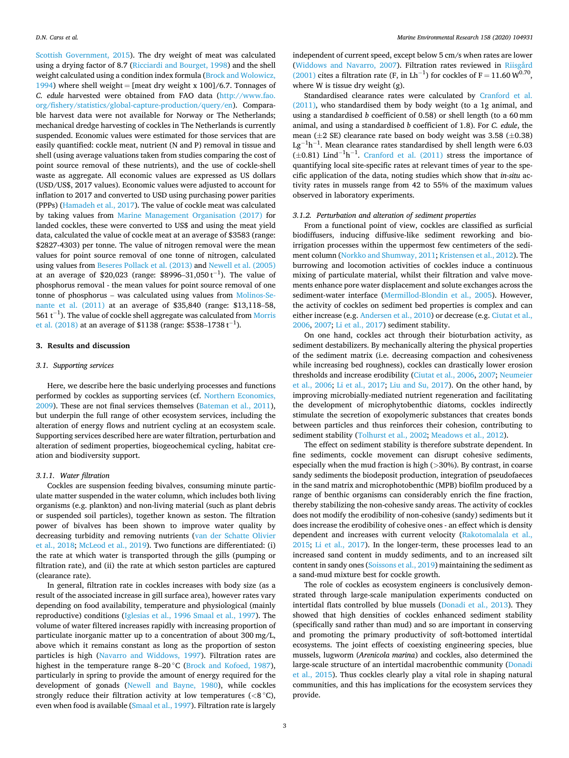Scottish Government, 2015). The dry weight of meat was calculated using a drying factor of 8.7 (Ricciardi and Bourget, 1998) and the shell weight calculated using a condition index formula (Brock and Wolowicz, 1994) where shell weight = [meat dry weight x 100]/6.7. Tonnages of *C. edule* harvested were obtained from FAO data (http://www.fao.org/fishery/statistics/global-capture-production/query/en). Comparable harvest data were not available for Norway or The Netherlands; mechanical dredge harvesting of cockles in The Netherlands is currently suspended. Economic values were estimated for those services that are easily quantified: cockle meat, nutrient (N and P) removal in tissue and shell (using average valuations taken from studies comparing the cost of point source removal of these nutrients), and the use of cockle-shell waste as aggregate. All economic values are expressed as US dollars (USD/US$, 2017 values). Economic values were adjusted to account for inflation to 2017 and converted to USD using purchasing power parities (PPPs) (Hamadeh et al., 2017). The value of cockle meat was calculated by taking values from Marine Management Organisation (2017) for landed cockles, these were converted to US$ and using the meat yield data, calculated the value of cockle meat at an average of $3583 (range: $2827-4303) per tonne. The value of nitrogen removal were the mean values for point source removal of one tonne of nitrogen, calculated using values from Beseres Pollack et al. (2013) and Newell et al. (2005) at an average of $20,023 (range: $8996–31,050 $t^{-1}$). The value of phosphorus removal - the mean values for point source removal of one tonne of phosphorus – was calculated using values from Molinos-Senante et al. (2011) at an average of $35,840 (range: $13,118–58,561 $t^{-1}$). The value of cockle shell aggregate was calculated from Morris et al. (2018) at an average of $1138 (range: $538–1738 $t^{-1}$).

## 3. Results and discussion

### 3.1. Supporting services

Here, we describe here the basic underlying processes and functions performed by cockles as supporting services (cf. Northern Economics, 2009). These are not final services themselves (Bateman et al., 2011), but underpin the full range of other ecosystem services, including the alteration of energy flows and nutrient cycling at an ecosystem scale. Supporting services described here are water filtration, perturbation and alteration of sediment properties, biogeochemical cycling, habitat creation and biodiversity support.

#### 3.1.1. Water filtration

Cockles are suspension feeding bivalves, consuming minute particulate matter suspended in the water column, which includes both living organisms (e.g. plankton) and non-living material (such as plant debris or suspended soil particles), together known as seston. The filtration power of bivalves has been shown to improve water quality by decreasing turbidity and removing nutrients (van der Schatte Olivier et al., 2018; McLeod et al., 2019). Two functions are differentiated: (i) the rate at which water is transported through the gills (pumping or filtration rate), and (ii) the rate at which seston particles are captured (clearance rate).

In general, filtration rate in cockles increases with body size (as a result of the associated increase in gill surface area), however rates vary depending on food availability, temperature and physiological (mainly reproductive) conditions (Iglesias et al., 1996 Smaal et al., 1997). The volume of water filtered increases rapidly with increasing proportion of particulate inorganic matter up to a concentration of about 300 mg/L, above which it remains constant as long as the proportion of seston particles is high (Navarro and Widdows, 1997). Filtration rates are highest in the temperature range 8–20 °C (Brock and Kofoed, 1987), particularly in spring to provide the amount of energy required for the development of gonads (Newell and Bayne, 1980), while cockles strongly reduce their filtration activity at low temperatures (<8 °C), even when food is available (Smaal et al., 1997). Filtration rate is largely independent of current speed, except below 5 cm/s when rates are lower (Widdows and Navarro, 2007). Filtration rates reviewed in Riisgård (2001) cites a filtration rate (F, in $Lh^{-1}$) for cockles of $F = 11.60\ W^{0.70}$, where W is tissue dry weight (g).

Standardised clearance rates were calculated by Cranford et al. (2011), who standardised them by body weight (to a 1g animal, and using a standardised *b* coefficient of 0.58) or shell length (to a 60 mm animal, and using a standardised *b* coefficient of 1.8). For *C. edule*, the mean (±2 SE) clearance rate based on body weight was 3.58 (±0.38) $Lg^{-1}h^{-1}$. Mean clearance rates standardised by shell length were 6.03 (±0.81) $Lind^{-1}h^{-1}$. Cranford et al. (2011) stress the importance of quantifying local site-specific rates at relevant times of year to the specific application of the data, noting studies which show that *in-situ* activity rates in mussels range from 42 to 55% of the maximum values observed in laboratory experiments.

#### 3.1.2. Perturbation and alteration of sediment properties

From a functional point of view, cockles are classified as surficial biodiffusers, inducing diffusive-like sediment reworking and bioirrigation processes within the uppermost few centimeters of the sediment column (Norkko and Shumway, 2011; Kristensen et al., 2012). The burrowing and locomotion activities of cockles induce a continuous mixing of particulate material, whilst their filtration and valve movements enhance pore water displacement and solute exchanges across the sediment-water interface (Mermillod-Blondin et al., 2005). However, the activity of cockles on sediment bed properties is complex and can either increase (e.g. Andersen et al., 2010) or decrease (e.g. Ciutat et al., 2006, 2007; Li et al., 2017) sediment stability.

On one hand, cockles act through their bioturbation activity, as sediment destabilizers. By mechanically altering the physical properties of the sediment matrix (i.e. decreasing compaction and cohesiveness while increasing bed roughness), cockles can drastically lower erosion thresholds and increase erodibility (Ciutat et al., 2006, 2007; Neumeier et al., 2006; Li et al., 2017; Liu and Su, 2017). On the other hand, by improving microbially-mediated nutrient regeneration and facilitating the development of microphytobenthic diatoms, cockles indirectly stimulate the secretion of exopolymeric substances that creates bonds between particles and thus reinforces their cohesion, contributing to sediment stability (Tolhurst et al., 2002; Meadows et al., 2012).

The effect on sediment stability is therefore substrate dependent. In fine sediments, cockle movement can disrupt cohesive sediments, especially when the mud fraction is high (>30%). By contrast, in coarse sandy sediments the biodeposit production, integration of pseudofaeces in the sand matrix and microphotobenthic (MPB) biofilm produced by a range of benthic organisms can considerably enrich the fine fraction, thereby stabilizing the non-cohesive sandy areas. The activity of cockles does not modify the erodibility of non-cohesive (sandy) sediments but it does increase the erodibility of cohesive ones - an effect which is density dependent and increases with current velocity (Rakotomalala et al., 2015; Li et al., 2017). In the longer-term, these processes lead to an increased sand content in muddy sediments, and to an increased silt content in sandy ones (Soissons et al., 2019) maintaining the sediment as a sand-mud mixture best for cockle growth.

The role of cockles as ecosystem engineers is conclusively demonstrated through large-scale manipulation experiments conducted on intertidal flats controlled by blue mussels (Donadi et al., 2013). They showed that high densities of cockles enhanced sediment stability (specifically sand rather than mud) and so are important in conserving and promoting the primary productivity of soft-bottomed intertidal ecosystems. The joint effects of coexisting engineering species, blue mussels, lugworm (*Arenicola marina*) and cockles, also determined the large-scale structure of an intertidal macrobenthic community (Donadi et al., 2015). Thus cockles clearly play a vital role in shaping natural communities, and this has implications for the ecosystem services they provide.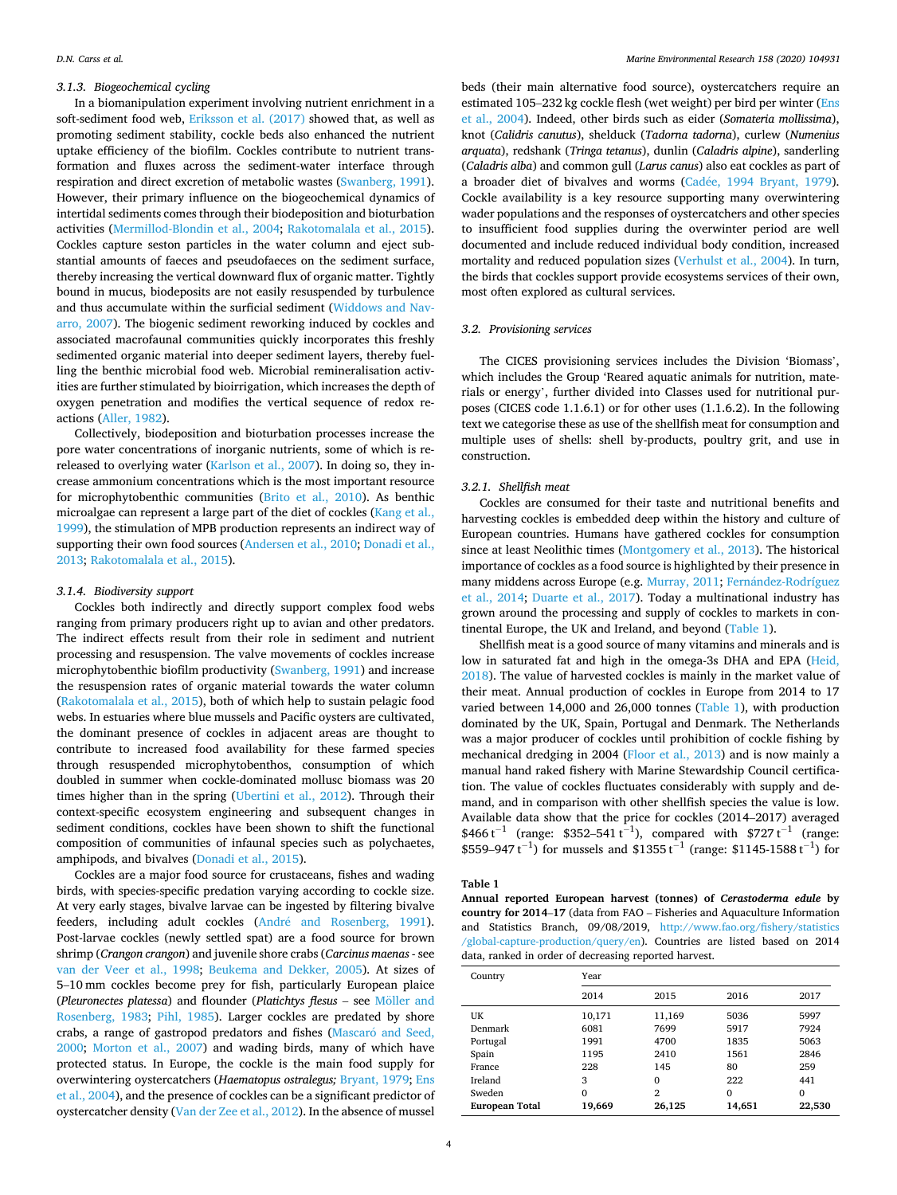### 3.1.3. Biogeochemical cycling

In a biomanipulation experiment involving nutrient enrichment in a soft-sediment food web, Eriksson et al. (2017) showed that, as well as promoting sediment stability, cockle beds also enhanced the nutrient uptake efficiency of the biofilm. Cockles contribute to nutrient transformation and fluxes across the sediment-water interface through respiration and direct excretion of metabolic wastes (Swanberg, 1991). However, their primary influence on the biogeochemical dynamics of intertidal sediments comes through their biodeposition and bioturbation activities (Mermillod-Blondin et al., 2004; Rakotomalala et al., 2015). Cockles capture seston particles in the water column and eject substantial amounts of faeces and pseudofaeces on the sediment surface, thereby increasing the vertical downward flux of organic matter. Tightly bound in mucus, biodeposits are not easily resuspended by turbulence and thus accumulate within the surficial sediment (Widdows and Navarro, 2007). The biogenic sediment reworking induced by cockles and associated macrofaunal communities quickly incorporates this freshly sedimented organic material into deeper sediment layers, thereby fuelling the benthic microbial food web. Microbial remineralisation activities are further stimulated by bioirrigation, which increases the depth of oxygen penetration and modifies the vertical sequence of redox reactions (Aller, 1982).

Collectively, biodeposition and bioturbation processes increase the pore water concentrations of inorganic nutrients, some of which is rereleased to overlying water (Karlson et al., 2007). In doing so, they increase ammonium concentrations which is the most important resource for microphytobenthic communities (Brito et al., 2010). As benthic microalgae can represent a large part of the diet of cockles (Kang et al., 1999), the stimulation of MPB production represents an indirect way of supporting their own food sources (Andersen et al., 2010; Donadi et al., 2013; Rakotomalala et al., 2015).

### 3.1.4. Biodiversity support

Cockles both indirectly and directly support complex food webs ranging from primary producers right up to avian and other predators. The indirect effects result from their role in sediment and nutrient processing and resuspension. The valve movements of cockles increase microphytobenthic biofilm productivity (Swanberg, 1991) and increase the resuspension rates of organic material towards the water column (Rakotomalala et al., 2015), both of which help to sustain pelagic food webs. In estuaries where blue mussels and Pacific oysters are cultivated, the dominant presence of cockles in adjacent areas are thought to contribute to increased food availability for these farmed species through resuspended microphytobenthos, consumption of which doubled in summer when cockle-dominated mollusc biomass was 20 times higher than in the spring (Ubertini et al., 2012). Through their context-specific ecosystem engineering and subsequent changes in sediment conditions, cockles have been shown to shift the functional composition of communities of infaunal species such as polychaetes, amphipods, and bivalves (Donadi et al., 2015).

Cockles are a major food source for crustaceans, fishes and wading birds, with species-specific predation varying according to cockle size. At very early stages, bivalve larvae can be ingested by filtering bivalve feeders, including adult cockles (André and Rosenberg, 1991). Post-larvae cockles (newly settled spat) are a food source for brown shrimp (*Crangon crangon*) and juvenile shore crabs (*Carcinus maenas* - see van der Veer et al., 1998; Beukema and Dekker, 2005). At sizes of 5–10 mm cockles become prey for fish, particularly European plaice (*Pleuronectes platessa*) and flounder (*Platichtys flesus* – see Möller and Rosenberg, 1983; Pihl, 1985). Larger cockles are predated by shore crabs, a range of gastropod predators and fishes (Mascaró and Seed, 2000; Morton et al., 2007) and wading birds, many of which have protected status. In Europe, the cockle is the main food supply for overwintering oystercatchers (*Haematopus ostralegus;* Bryant, 1979; Ens et al., 2004), and the presence of cockles can be a significant predictor of oystercatcher density (Van der Zee et al., 2012). In the absence of mussel beds (their main alternative food source), oystercatchers require an estimated 105–232 kg cockle flesh (wet weight) per bird per winter (Ens et al., 2004). Indeed, other birds such as eider (*Somateria mollissima*), knot (*Calidris canutus*), shelduck (*Tadorna tadorna*), curlew (*Numenius arquata*), redshank (*Tringa tetanus*), dunlin (*Caladris alpine*), sanderling (*Caladris alba*) and common gull (*Larus canus*) also eat cockles as part of a broader diet of bivalves and worms (Cadée, 1994 Bryant, 1979). Cockle availability is a key resource supporting many overwintering wader populations and the responses of oystercatchers and other species to insufficient food supplies during the overwinter period are well documented and include reduced individual body condition, increased mortality and reduced population sizes (Verhulst et al., 2004). In turn, the birds that cockles support provide ecosystems services of their own, most often explored as cultural services.

## 3.2. Provisioning services

The CICES provisioning services includes the Division 'Biomass', which includes the Group 'Reared aquatic animals for nutrition, materials or energy', further divided into Classes used for nutritional purposes (CICES code 1.1.6.1) or for other uses (1.1.6.2). In the following text we categorise these as use of the shellfish meat for consumption and multiple uses of shells: shell by-products, poultry grit, and use in construction.

### 3.2.1. Shellfish meat

Cockles are consumed for their taste and nutritional benefits and harvesting cockles is embedded deep within the history and culture of European countries. Humans have gathered cockles for consumption since at least Neolithic times (Montgomery et al., 2013). The historical importance of cockles as a food source is highlighted by their presence in many middens across Europe (e.g. Murray, 2011; Fernández-Rodríguez et al., 2014; Duarte et al., 2017). Today a multinational industry has grown around the processing and supply of cockles to markets in continental Europe, the UK and Ireland, and beyond (Table 1).

Shellfish meat is a good source of many vitamins and minerals and is low in saturated fat and high in the omega-3s DHA and EPA (Heid, 2018). The value of harvested cockles is mainly in the market value of their meat. Annual production of cockles in Europe from 2014 to 17 varied between 14,000 and 26,000 tonnes (Table 1), with production dominated by the UK, Spain, Portugal and Denmark. The Netherlands was a major producer of cockles until prohibition of cockle fishing by mechanical dredging in 2004 (Floor et al., 2013) and is now mainly a manual hand raked fishery with Marine Stewardship Council certification. The value of cockles fluctuates considerably with supply and demand, and in comparison with other shellfish species the value is low. Available data show that the price for cockles (2014–2017) averaged $466 t^{-1}$ (range: $352–541 t^{-1}$), compared with $727 t^{-1}$ (range: $559–947 t^{-1}$) for mussels and $1355 t^{-1}$ (range: $1145-1588 t^{-1}$) for

**Table 1**
**Annual reported European harvest (tonnes) of *Cerastoderma edule* by country for 2014–17** (data from FAO – Fisheries and Aquaculture Information and Statistics Branch, 09/08/2019, http://www.fao.org/fishery/statistics/global-capture-production/query/en). Countries are listed based on 2014 data, ranked in order of decreasing reported harvest.

| Country | Year | | | |
|---|---|---|---|---|
| | 2014 | 2015 | 2016 | 2017 |
| UK | 10,171 | 11,169 | 5036 | 5997 |
| Denmark | 6081 | 7699 | 5917 | 7924 |
| Portugal | 1991 | 4700 | 1835 | 5063 |
| Spain | 1195 | 2410 | 1561 | 2846 |
| France | 228 | 145 | 80 | 259 |
| Ireland | 3 | 0 | 222 | 441 |
| Sweden | 0 | 2 | 0 | 0 |
| **European Total** | **19,669** | **26,125** | **14,651** | **22,530** |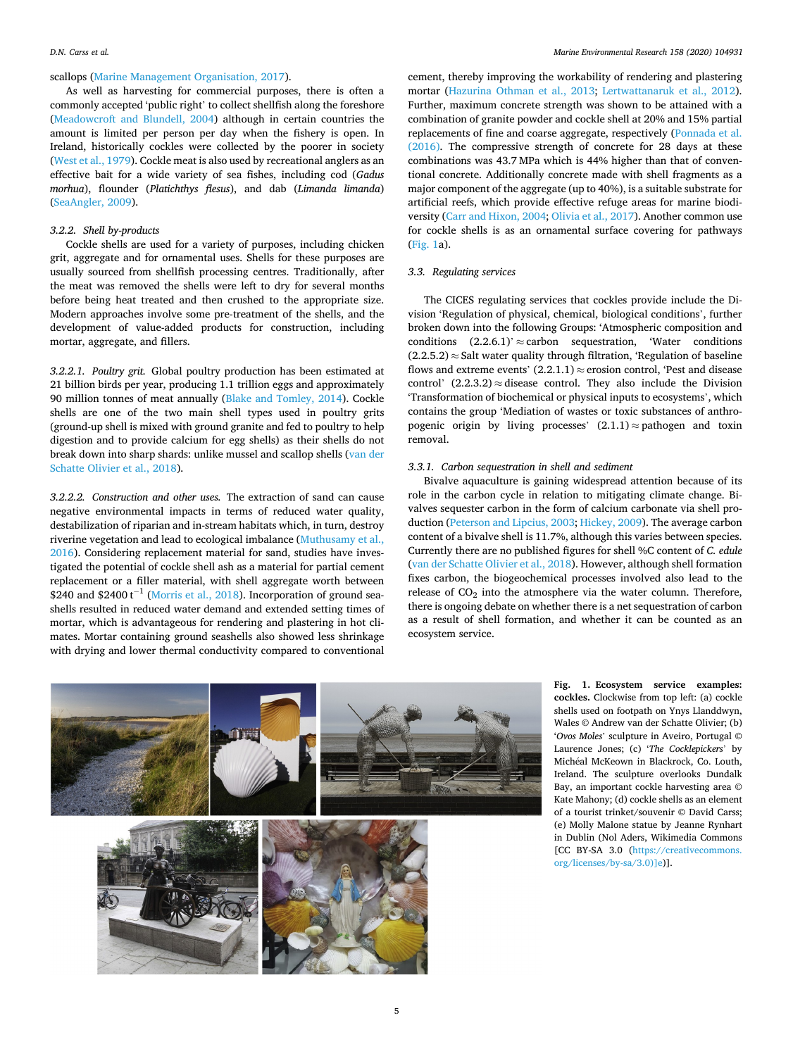scallops (Marine Management Organisation, 2017).

As well as harvesting for commercial purposes, there is often a commonly accepted 'public right' to collect shellfish along the foreshore (Meadowcroft and Blundell, 2004) although in certain countries the amount is limited per person per day when the fishery is open. In Ireland, historically cockles were collected by the poorer in society (West et al., 1979). Cockle meat is also used by recreational anglers as an effective bait for a wide variety of sea fishes, including cod (*Gadus morhua*), flounder (*Platichthys flesus*), and dab (*Limanda limanda*) (SeaAngler, 2009).

#### 3.2.2. Shell by-products

Cockle shells are used for a variety of purposes, including chicken grit, aggregate and for ornamental uses. Shells for these purposes are usually sourced from shellfish processing centres. Traditionally, after the meat was removed the shells were left to dry for several months before being heat treated and then crushed to the appropriate size. Modern approaches involve some pre-treatment of the shells, and the development of value-added products for construction, including mortar, aggregate, and fillers.

*3.2.2.1. Poultry grit.* Global poultry production has been estimated at 21 billion birds per year, producing 1.1 trillion eggs and approximately 90 million tonnes of meat annually (Blake and Tomley, 2014). Cockle shells are one of the two main shell types used in poultry grits (ground-up shell is mixed with ground granite and fed to poultry to help digestion and to provide calcium for egg shells) as their shells do not break down into sharp shards: unlike mussel and scallop shells (van der Schatte Olivier et al., 2018).

*3.2.2.2. Construction and other uses.* The extraction of sand can cause negative environmental impacts in terms of reduced water quality, destabilization of riparian and in-stream habitats which, in turn, destroy riverine vegetation and lead to ecological imbalance (Muthusamy et al., 2016). Considering replacement material for sand, studies have investigated the potential of cockle shell ash as a material for partial cement replacement or a filler material, with shell aggregate worth between \$240 and \$2400 $t^{-1}$ (Morris et al., 2018). Incorporation of ground seashells resulted in reduced water demand and extended setting times of mortar, which is advantageous for rendering and plastering in hot climates. Mortar containing ground seashells also showed less shrinkage with drying and lower thermal conductivity compared to conventional cement, thereby improving the workability of rendering and plastering mortar (Hazurina Othman et al., 2013; Lertwattanaruk et al., 2012). Further, maximum concrete strength was shown to be attained with a combination of granite powder and cockle shell at 20% and 15% partial replacements of fine and coarse aggregate, respectively (Ponnada et al. (2016). The compressive strength of concrete for 28 days at these combinations was 43.7 MPa which is 44% higher than that of conventional concrete. Additionally concrete made with shell fragments as a major component of the aggregate (up to 40%), is a suitable substrate for artificial reefs, which provide effective refuge areas for marine biodiversity (Carr and Hixon, 2004; Olivia et al., 2017). Another common use for cockle shells is as an ornamental surface covering for pathways (Fig. 1a).

### 3.3. Regulating services

The CICES regulating services that cockles provide include the Division 'Regulation of physical, chemical, biological conditions', further broken down into the following Groups: 'Atmospheric composition and conditions (2.2.6.1)' ≈ carbon sequestration, 'Water conditions (2.2.5.2) ≈ Salt water quality through filtration, 'Regulation of baseline flows and extreme events' (2.2.1.1) ≈ erosion control, 'Pest and disease control' (2.2.3.2) ≈ disease control. They also include the Division 'Transformation of biochemical or physical inputs to ecosystems', which contains the group 'Mediation of wastes or toxic substances of anthropogenic origin by living processes' (2.1.1) ≈ pathogen and toxin removal.

#### 3.3.1. Carbon sequestration in shell and sediment

Bivalve aquaculture is gaining widespread attention because of its role in the carbon cycle in relation to mitigating climate change. Bivalves sequester carbon in the form of calcium carbonate via shell production (Peterson and Lipcius, 2003; Hickey, 2009). The average carbon content of a bivalve shell is 11.7%, although this varies between species. Currently there are no published figures for shell %C content of *C. edule* (van der Schatte Olivier et al., 2018). However, although shell formation fixes carbon, the biogeochemical processes involved also lead to the release of $CO_2$ into the atmosphere via the water column. Therefore, there is ongoing debate on whether there is a net sequestration of carbon as a result of shell formation, and whether it can be counted as an ecosystem service.

**Fig. 1. Ecosystem service examples: cockles.** Clockwise from top left: (a) cockle shells used on footpath on Ynys Llanddwyn, Wales © Andrew van der Schatte Olivier; (b) '*Ovos Moles*' sculpture in Aveiro, Portugal © Laurence Jones; (c) '*The Cocklepickers*' by Michéal McKeown in Blackrock, Co. Louth, Ireland. The sculpture overlooks Dundalk Bay, an important cockle harvesting area © Kate Mahony; (d) cockle shells as an element of a tourist trinket/souvenir © David Carss; (e) Molly Malone statue by Jeanne Rynhart in Dublin (Nol Aders, Wikimedia Commons [CC BY-SA 3.0 (https://creativecommons.org/licenses/by-sa/3.0)]e)].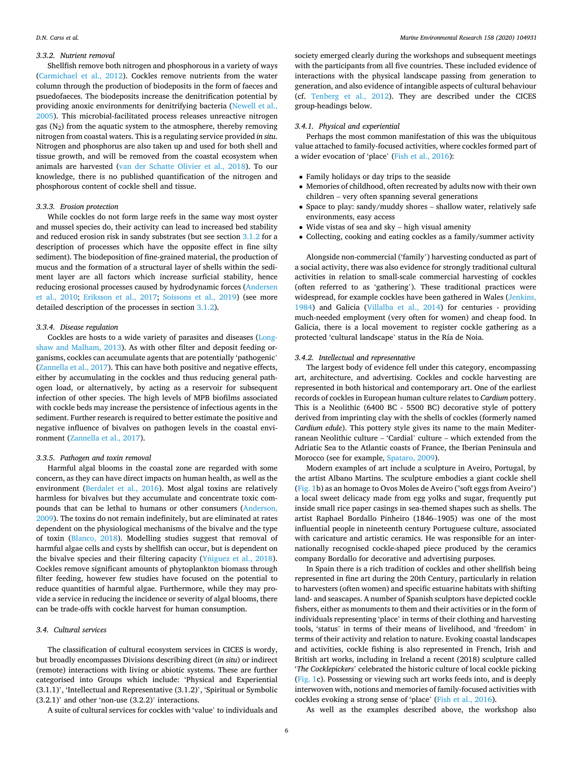### 3.3.2. Nutrient removal

Shellfish remove both nitrogen and phosphorous in a variety of ways (Carmichael et al., 2012). Cockles remove nutrients from the water column through the production of biodeposits in the form of faeces and psuedofaeces. The biodeposits increase the denitrification potential by providing anoxic environments for denitrifying bacteria (Newell et al., 2005). This microbial-facilitated process releases unreactive nitrogen gas ($N_2$) from the aquatic system to the atmosphere, thereby removing nitrogen from coastal waters. This is a regulating service provided *in situ*. Nitrogen and phosphorus are also taken up and used for both shell and tissue growth, and will be removed from the coastal ecosystem when animals are harvested (van der Schatte Olivier et al., 2018). To our knowledge, there is no published quantification of the nitrogen and phosphorous content of cockle shell and tissue.

### 3.3.3. Erosion protection

While cockles do not form large reefs in the same way most oyster and mussel species do, their activity can lead to increased bed stability and reduced erosion risk in sandy substrates (but see section 3.1.2 for a description of processes which have the opposite effect in fine silty sediment). The biodeposition of fine-grained material, the production of mucus and the formation of a structural layer of shells within the sediment layer are all factors which increase surficial stability, hence reducing erosional processes caused by hydrodynamic forces (Andersen et al., 2010; Eriksson et al., 2017; Soissons et al., 2019) (see more detailed description of the processes in section 3.1.2).

### 3.3.4. Disease regulation

Cockles are hosts to a wide variety of parasites and diseases (Longshaw and Malham, 2013). As with other filter and deposit feeding organisms, cockles can accumulate agents that are potentially 'pathogenic' (Zannella et al., 2017). This can have both positive and negative effects, either by accumulating in the cockles and thus reducing general pathogen load, or alternatively, by acting as a reservoir for subsequent infection of other species. The high levels of MPB biofilms associated with cockle beds may increase the persistence of infectious agents in the sediment. Further research is required to better estimate the positive and negative influence of bivalves on pathogen levels in the coastal environment (Zannella et al., 2017).

### 3.3.5. Pathogen and toxin removal

Harmful algal blooms in the coastal zone are regarded with some concern, as they can have direct impacts on human health, as well as the environment (Berdalet et al., 2016). Most algal toxins are relatively harmless for bivalves but they accumulate and concentrate toxic compounds that can be lethal to humans or other consumers (Anderson, 2009). The toxins do not remain indefinitely, but are eliminated at rates dependent on the physiological mechanisms of the bivalve and the type of toxin (Blanco, 2018). Modelling studies suggest that removal of harmful algae cells and cysts by shellfish can occur, but is dependent on the bivalve species and their filtering capacity (Yñiguez et al., 2018). Cockles remove significant amounts of phytoplankton biomass through filter feeding, however few studies have focused on the potential to reduce quantities of harmful algae. Furthermore, while they may provide a service in reducing the incidence or severity of algal blooms, there can be trade-offs with cockle harvest for human consumption.

## 3.4. Cultural services

The classification of cultural ecosystem services in CICES is wordy, but broadly encompasses Divisions describing direct (*in situ*) or indirect (remote) interactions with living or abiotic systems. These are further categorised into Groups which include: 'Physical and Experiential (3.1.1)', 'Intellectual and Representative (3.1.2)', 'Spiritual or Symbolic (3.2.1)' and other 'non-use (3.2.2)' interactions.

A suite of cultural services for cockles with 'value' to individuals and society emerged clearly during the workshops and subsequent meetings with the participants from all five countries. These included evidence of interactions with the physical landscape passing from generation to generation, and also evidence of intangible aspects of cultural behaviour (cf. Tenberg et al., 2012). They are described under the CICES group-headings below.

### 3.4.1. Physical and experiential

Perhaps the most common manifestation of this was the ubiquitous value attached to family-focused activities, where cockles formed part of a wider evocation of 'place' (Fish et al., 2016):

- Family holidays or day trips to the seaside
- Memories of childhood, often recreated by adults now with their own children – very often spanning several generations
- Space to play: sandy/muddy shores – shallow water, relatively safe environments, easy access
- Wide vistas of sea and sky – high visual amenity
- Collecting, cooking and eating cockles as a family/summer activity

Alongside non-commercial ('family') harvesting conducted as part of a social activity, there was also evidence for strongly traditional cultural activities in relation to small-scale commercial harvesting of cockles (often referred to as 'gathering'). These traditional practices were widespread, for example cockles have been gathered in Wales (Jenkins, 1984) and Galicia (Villalba et al., 2014) for centuries - providing much-needed employment (very often for women) and cheap food. In Galicia, there is a local movement to register cockle gathering as a protected 'cultural landscape' status in the Ría de Noia.

### 3.4.2. Intellectual and representative

The largest body of evidence fell under this category, encompassing art, architecture, and advertising. Cockles and cockle harvesting are represented in both historical and contemporary art. One of the earliest records of cockles in European human culture relates to *Cardium* pottery. This is a Neolithic (6400 BC - 5500 BC) decorative style of pottery derived from imprinting clay with the shells of cockles (formerly named *Cardium edule*). This pottery style gives its name to the main Mediterranean Neolithic culture – 'Cardial' culture – which extended from the Adriatic Sea to the Atlantic coasts of France, the Iberian Peninsula and Morocco (see for example, Spataro, 2009).

Modern examples of art include a sculpture in Aveiro, Portugal, by the artist Albano Martins. The sculpture embodies a giant cockle shell (Fig. 1b) as an homage to Ovos Moles de Aveiro ("soft eggs from Aveiro") a local sweet delicacy made from egg yolks and sugar, frequently put inside small rice paper casings in sea-themed shapes such as shells. The artist Raphael Bordallo Pinheiro (1846–1905) was one of the most influential people in nineteenth century Portuguese culture, associated with caricature and artistic ceramics. He was responsible for an internationally recognised cockle-shaped piece produced by the ceramics company Bordallo for decorative and advertising purposes.

In Spain there is a rich tradition of cockles and other shellfish being represented in fine art during the 20th Century, particularly in relation to harvesters (often women) and specific estuarine habitats with shifting land- and seascapes. A number of Spanish sculptors have depicted cockle fishers, either as monuments to them and their activities or in the form of individuals representing 'place' in terms of their clothing and harvesting tools, 'status' in terms of their means of livelihood, and 'freedom' in terms of their activity and relation to nature. Evoking coastal landscapes and activities, cockle fishing is also represented in French, Irish and British art works, including in Ireland a recent (2018) sculpture called '*The Cocklepickers*' celebrated the historic culture of local cockle picking (Fig. 1c). Possessing or viewing such art works feeds into, and is deeply interwoven with, notions and memories of family-focused activities with cockles evoking a strong sense of 'place' (Fish et al., 2016).

As well as the examples described above, the workshop also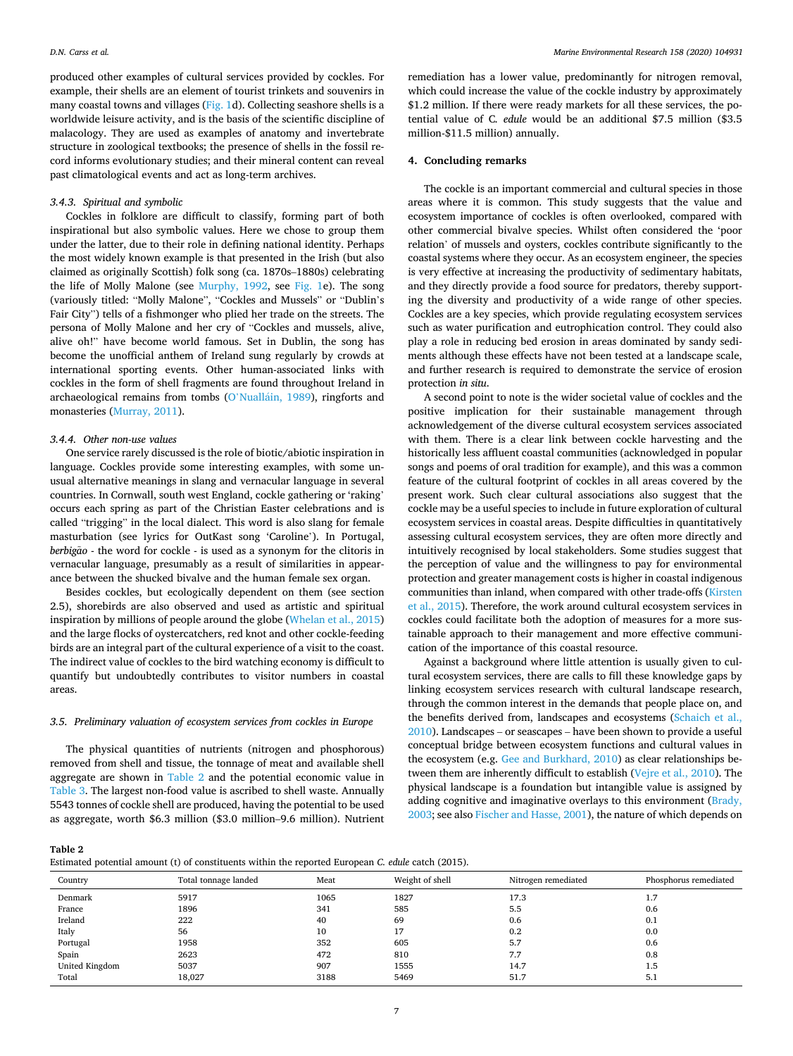produced other examples of cultural services provided by cockles. For example, their shells are an element of tourist trinkets and souvenirs in many coastal towns and villages (Fig. 1d). Collecting seashore shells is a worldwide leisure activity, and is the basis of the scientific discipline of malacology. They are used as examples of anatomy and invertebrate structure in zoological textbooks; the presence of shells in the fossil record informs evolutionary studies; and their mineral content can reveal past climatological events and act as long-term archives.

#### 3.4.3. Spiritual and symbolic

Cockles in folklore are difficult to classify, forming part of both inspirational but also symbolic values. Here we chose to group them under the latter, due to their role in defining national identity. Perhaps the most widely known example is that presented in the Irish (but also claimed as originally Scottish) folk song (ca. 1870s–1880s) celebrating the life of Molly Malone (see Murphy, 1992, see Fig. 1e). The song (variously titled: "Molly Malone", "Cockles and Mussels" or "Dublin's Fair City") tells of a fishmonger who plied her trade on the streets. The persona of Molly Malone and her cry of "Cockles and mussels, alive, alive oh!" have become world famous. Set in Dublin, the song has become the unofficial anthem of Ireland sung regularly by crowds at international sporting events. Other human-associated links with cockles in the form of shell fragments are found throughout Ireland in archaeological remains from tombs (O'Nualláin, 1989), ringforts and monasteries (Murray, 2011).

#### 3.4.4. Other non-use values

One service rarely discussed is the role of biotic/abiotic inspiration in language. Cockles provide some interesting examples, with some unusual alternative meanings in slang and vernacular language in several countries. In Cornwall, south west England, cockle gathering or 'raking' occurs each spring as part of the Christian Easter celebrations and is called "trigging" in the local dialect. This word is also slang for female masturbation (see lyrics for OutKast song 'Caroline'). In Portugal, *berbigão* - the word for cockle - is used as a synonym for the clitoris in vernacular language, presumably as a result of similarities in appearance between the shucked bivalve and the human female sex organ.

Besides cockles, but ecologically dependent on them (see section 2.5), shorebirds are also observed and used as artistic and spiritual inspiration by millions of people around the globe (Whelan et al., 2015) and the large flocks of oystercatchers, red knot and other cockle-feeding birds are an integral part of the cultural experience of a visit to the coast. The indirect value of cockles to the bird watching economy is difficult to quantify but undoubtedly contributes to visitor numbers in coastal areas.

### 3.5. Preliminary valuation of ecosystem services from cockles in Europe

The physical quantities of nutrients (nitrogen and phosphorous) removed from shell and tissue, the tonnage of meat and available shell aggregate are shown in Table 2 and the potential economic value in Table 3. The largest non-food value is ascribed to shell waste. Annually 5543 tonnes of cockle shell are produced, having the potential to be used as aggregate, worth \$6.3 million (\$3.0 million–9.6 million). Nutrient remediation has a lower value, predominantly for nitrogen removal, which could increase the value of the cockle industry by approximately \$1.2 million. If there were ready markets for all these services, the potential value of *C. edule* would be an additional \$7.5 million (\$3.5 million-\$11.5 million) annually.

## 4. Concluding remarks

The cockle is an important commercial and cultural species in those areas where it is common. This study suggests that the value and ecosystem importance of cockles is often overlooked, compared with other commercial bivalve species. Whilst often considered the 'poor relation' of mussels and oysters, cockles contribute significantly to the coastal systems where they occur. As an ecosystem engineer, the species is very effective at increasing the productivity of sedimentary habitats, and they directly provide a food source for predators, thereby supporting the diversity and productivity of a wide range of other species. Cockles are a key species, which provide regulating ecosystem services such as water purification and eutrophication control. They could also play a role in reducing bed erosion in areas dominated by sandy sediments although these effects have not been tested at a landscape scale, and further research is required to demonstrate the service of erosion protection *in situ*.

A second point to note is the wider societal value of cockles and the positive implication for their sustainable management through acknowledgement of the diverse cultural ecosystem services associated with them. There is a clear link between cockle harvesting and the historically less affluent coastal communities (acknowledged in popular songs and poems of oral tradition for example), and this was a common feature of the cultural footprint of cockles in all areas covered by the present work. Such clear cultural associations also suggest that the cockle may be a useful species to include in future exploration of cultural ecosystem services in coastal areas. Despite difficulties in quantitatively assessing cultural ecosystem services, they are often more directly and intuitively recognised by local stakeholders. Some studies suggest that the perception of value and the willingness to pay for environmental protection and greater management costs is higher in coastal indigenous communities than inland, when compared with other trade-offs (Kirsten et al., 2015). Therefore, the work around cultural ecosystem services in cockles could facilitate both the adoption of measures for a more sustainable approach to their management and more effective communication of the importance of this coastal resource.

Against a background where little attention is usually given to cultural ecosystem services, there are calls to fill these knowledge gaps by linking ecosystem services research with cultural landscape research, through the common interest in the demands that people place on, and the benefits derived from, landscapes and ecosystems (Schaich et al., 2010). Landscapes – or seascapes – have been shown to provide a useful conceptual bridge between ecosystem functions and cultural values in the ecosystem (e.g. Gee and Burkhard, 2010) as clear relationships between them are inherently difficult to establish (Vejre et al., 2010). The physical landscape is a foundation but intangible value is assigned by adding cognitive and imaginative overlays to this environment (Brady, 2003; see also Fischer and Hasse, 2001), the nature of which depends on

**Table 2**
Estimated potential amount (t) of constituents within the reported European *C. edule* catch (2015).

| Country | Total tonnage landed | Meat | Weight of shell | Nitrogen remediated | Phosphorus remediated |
|---|---|---|---|---|---|
| Denmark | 5917 | 1065 | 1827 | 17.3 | 1.7 |
| France | 1896 | 341 | 585 | 5.5 | 0.6 |
| Ireland | 222 | 40 | 69 | 0.6 | 0.1 |
| Italy | 56 | 10 | 17 | 0.2 | 0.0 |
| Portugal | 1958 | 352 | 605 | 5.7 | 0.6 |
| Spain | 2623 | 472 | 810 | 7.7 | 0.8 |
| United Kingdom | 5037 | 907 | 1555 | 14.7 | 1.5 |
| Total | 18,027 | 3188 | 5469 | 51.7 | 5.1 |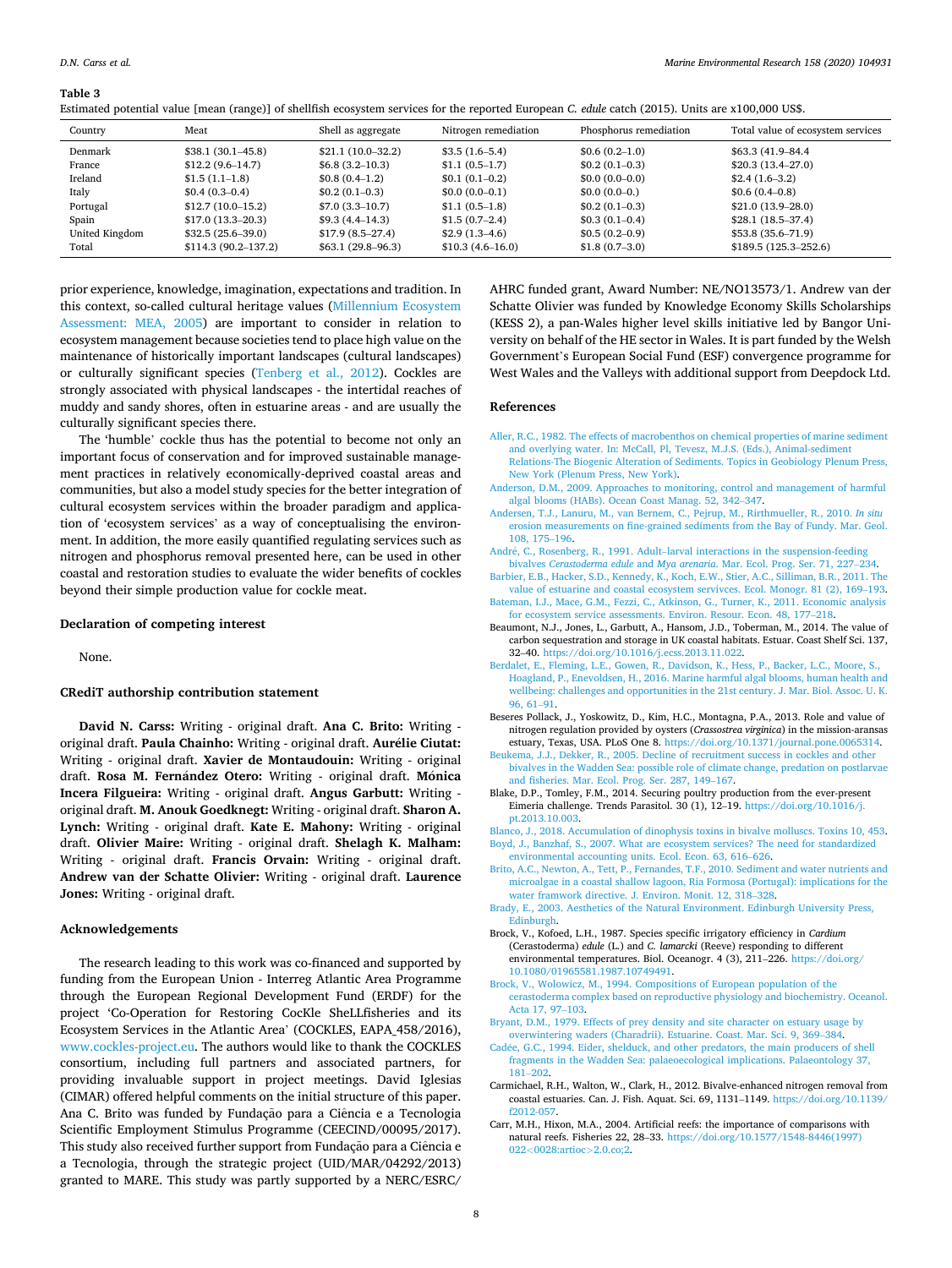**Table 3**
Estimated potential value [mean (range)] of shellfish ecosystem services for the reported European *C. edule* catch (2015). Units are x100,000 US$.

| Country | Meat | Shell as aggregate | Nitrogen remediation | Phosphorus remediation | Total value of ecosystem services |
|---|---|---|---|---|---|
| Denmark | $38.1 (30.1–45.8) | $21.1 (10.0–32.2) | $3.5 (1.6–5.4) | $0.6 (0.2–1.0) | $63.3 (41.9–84.4 |
| France | $12.2 (9.6–14.7) | $6.8 (3.2–10.3) | $1.1 (0.5–1.7) | $0.2 (0.1–0.3) | $20.3 (13.4–27.0) |
| Ireland | $1.5 (1.1–1.8) | $0.8 (0.4–1.2) | $0.1 (0.1–0.2) | $0.0 (0.0–0.0) | $2.4 (1.6–3.2) |
| Italy | $0.4 (0.3–0.4) | $0.2 (0.1–0.3) | $0.0 (0.0–0.1) | $0.0 (0.0–0.) | $0.6 (0.4–0.8) |
| Portugal | $12.7 (10.0–15.2) | $7.0 (3.3–10.7) | $1.1 (0.5–1.8) | $0.2 (0.1–0.3) | $21.0 (13.9–28.0) |
| Spain | $17.0 (13.3–20.3) | $9.3 (4.4–14.3) | $1.5 (0.7–2.4) | $0.3 (0.1–0.4) | $28.1 (18.5–37.4) |
| United Kingdom | $32.5 (25.6–39.0) | $17.9 (8.5–27.4) | $2.9 (1.3–4.6) | $0.5 (0.2–0.9) | $53.8 (35.6–71.9) |
| Total | $114.3 (90.2–137.2) | $63.1 (29.8–96.3) | $10.3 (4.6–16.0) | $1.8 (0.7–3.0) | $189.5 (125.3–252.6) |

prior experience, knowledge, imagination, expectations and tradition. In this context, so-called cultural heritage values (Millennium Ecosystem Assessment: MEA, 2005) are important to consider in relation to ecosystem management because societies tend to place high value on the maintenance of historically important landscapes (cultural landscapes) or culturally significant species (Tenberg et al., 2012). Cockles are strongly associated with physical landscapes - the intertidal reaches of muddy and sandy shores, often in estuarine areas - and are usually the culturally significant species there.

The 'humble' cockle thus has the potential to become not only an important focus of conservation and for improved sustainable management practices in relatively economically-deprived coastal areas and communities, but also a model study species for the better integration of cultural ecosystem services within the broader paradigm and application of 'ecosystem services' as a way of conceptualising the environment. In addition, the more easily quantified regulating services such as nitrogen and phosphorus removal presented here, can be used in other coastal and restoration studies to evaluate the wider benefits of cockles beyond their simple production value for cockle meat.

## Declaration of competing interest

None.

## CRediT authorship contribution statement

**David N. Carss:** Writing - original draft. **Ana C. Brito:** Writing - original draft. **Paula Chainho:** Writing - original draft. **Aurélie Ciutat:** Writing - original draft. **Xavier de Montaudouin:** Writing - original draft. **Rosa M. Fernández Otero:** Writing - original draft. **Mónica Incera Filgueira:** Writing - original draft. **Angus Garbutt:** Writing - original draft. **M. Anouk Goedknegt:** Writing - original draft. **Sharon A. Lynch:** Writing - original draft. **Kate E. Mahony:** Writing - original draft. **Olivier Maire:** Writing - original draft. **Shelagh K. Malham:** Writing - original draft. **Francis Orvain:** Writing - original draft. **Andrew van der Schatte Olivier:** Writing - original draft. **Laurence Jones:** Writing - original draft.

## Acknowledgements

The research leading to this work was co-financed and supported by funding from the European Union - Interreg Atlantic Area Programme through the European Regional Development Fund (ERDF) for the project 'Co-Operation for Restoring CocKle SheLLfisheries and its Ecosystem Services in the Atlantic Area' (COCKLES, EAPA_458/2016), www.cockles-project.eu. The authors would like to thank the COCKLES consortium, including full partners and associated partners, for providing invaluable support in project meetings. David Iglesias (CIMAR) offered helpful comments on the initial structure of this paper. Ana C. Brito was funded by Fundação para a Ciência e a Tecnologia Scientific Employment Stimulus Programme (CEECIND/00095/2017). This study also received further support from Fundação para a Ciência e a Tecnologia, through the strategic project (UID/MAR/04292/2013) granted to MARE. This study was partly supported by a NERC/ESRC/AHRC funded grant, Award Number: NE/NO13573/1. Andrew van der Schatte Olivier was funded by Knowledge Economy Skills Scholarships (KESS 2), a pan-Wales higher level skills initiative led by Bangor University on behalf of the HE sector in Wales. It is part funded by the Welsh Government's European Social Fund (ESF) convergence programme for West Wales and the Valleys with additional support from Deepdock Ltd.

## References

Aller, R.C., 1982. The effects of macrobenthos on chemical properties of marine sediment and overlying water. In: McCall, Pl, Tevesz, M.J.S. (Eds.), Animal-sediment Relations-The Biogenic Alteration of Sediments. Topics in Geobiology Plenum Press, New York (Plenum Press, New York).

Anderson, D.M., 2009. Approaches to monitoring, control and management of harmful algal blooms (HABs). Ocean Coast Manag. 52, 342–347.

Andersen, T.J., Lanuru, M., van Bernem, C., Pejrup, M., Rirthmueller, R., 2010. *In situ* erosion measurements on fine-grained sediments from the Bay of Fundy. Mar. Geol. 108, 175–196.

André, C., Rosenberg, R., 1991. Adult–larval interactions in the suspension-feeding bivalves *Cerastoderma edule* and *Mya arenaria*. Mar. Ecol. Prog. Ser. 71, 227–234.

Barbier, E.B., Hacker, S.D., Kennedy, K., Koch, E.W., Stier, A.C., Silliman, B.R., 2011. The value of estuarine and coastal ecosystem servivces. Ecol. Monogr. 81 (2), 169–193.

Bateman, I.J., Mace, G.M., Fezzi, C., Atkinson, G., Turner, K., 2011. Economic analysis for ecosystem service assessments. Environ. Resour. Econ. 48, 177–218.

Beaumont, N.J., Jones, L., Garbutt, A., Hansom, J.D., Toberman, M., 2014. The value of carbon sequestration and storage in UK coastal habitats. Estuar. Coast Shelf Sci. 137, 32–40. https://doi.org/10.1016/j.ecss.2013.11.022.

Berdalet, E., Fleming, L.E., Gowen, R., Davidson, K., Hess, P., Backer, L.C., Moore, S., Hoagland, P., Enevoldsen, H., 2016. Marine harmful algal blooms, human health and wellbeing: challenges and opportunities in the 21st century. J. Mar. Biol. Assoc. U. K. 96, 61–91.

Beseres Pollack, J., Yoskowitz, D., Kim, H.C., Montagna, P.A., 2013. Role and value of nitrogen regulation provided by oysters (*Crassostrea virginica*) in the mission-aransas estuary, Texas, USA. PLoS One 8. https://doi.org/10.1371/journal.pone.0065314.

Beukema, J.J., Dekker, R., 2005. Decline of recruitment success in cockles and other bivalves in the Wadden Sea: possible role of climate change, predation on postlarvae and fisheries. Mar. Ecol. Prog. Ser. 287, 149–167.

Blake, D.P., Tomley, F.M., 2014. Securing poultry production from the ever-present Eimeria challenge. Trends Parasitol. 30 (1), 12–19. https://doi.org/10.1016/j.pt.2013.10.003.

Blanco, J., 2018. Accumulation of dinophysis toxins in bivalve molluscs. Toxins 10, 453.

Boyd, J., Banzhaf, S., 2007. What are ecosystem services? The need for standardized environmental accounting units. Ecol. Econ. 63, 616–626.

Brito, A.C., Newton, A., Tett, P., Fernandes, T.F., 2010. Sediment and water nutrients and microalgae in a coastal shallow lagoon, Ria Formosa (Portugal): implications for the water framwork directive. J. Environ. Monit. 12, 318–328.

Brady, E., 2003. Aesthetics of the Natural Environment. Edinburgh University Press, Edinburgh.

Brock, V., Kofoed, L.H., 1987. Species specific irrigatory efficiency in *Cardium* (Cerastoderma) *edule* (L.) and *C. lamarcki* (Reeve) responding to different environmental temperatures. Biol. Oceanogr. 4 (3), 211–226. https://doi.org/10.1080/01965581.1987.10749491.

Brock, V., Wolowicz, M., 1994. Compositions of European population of the cerastoderma complex based on reproductive physiology and biochemistry. Oceanol. Acta 17, 97–103.

Bryant, D.M., 1979. Effects of prey density and site character on estuary usage by overwintering waders (Charadrii). Estuarine. Coast. Mar. Sci. 9, 369–384.

Cadée, G.C., 1994. Eider, shelduck, and other predators, the main producers of shell fragments in the Wadden Sea: palaeoecological implications. Palaeontology 37, 181–202.

Carmichael, R.H., Walton, W., Clark, H., 2012. Bivalve-enhanced nitrogen removal from coastal estuaries. Can. J. Fish. Aquat. Sci. 69, 1131–1149. https://doi.org/10.1139/f2012-057.

Carr, M.H., Hixon, M.A., 2004. Artificial reefs: the importance of comparisons with natural reefs. Fisheries 22, 28–33. https://doi.org/10.1577/1548-8446(1997)022<0028:artioc>2.0.co;2.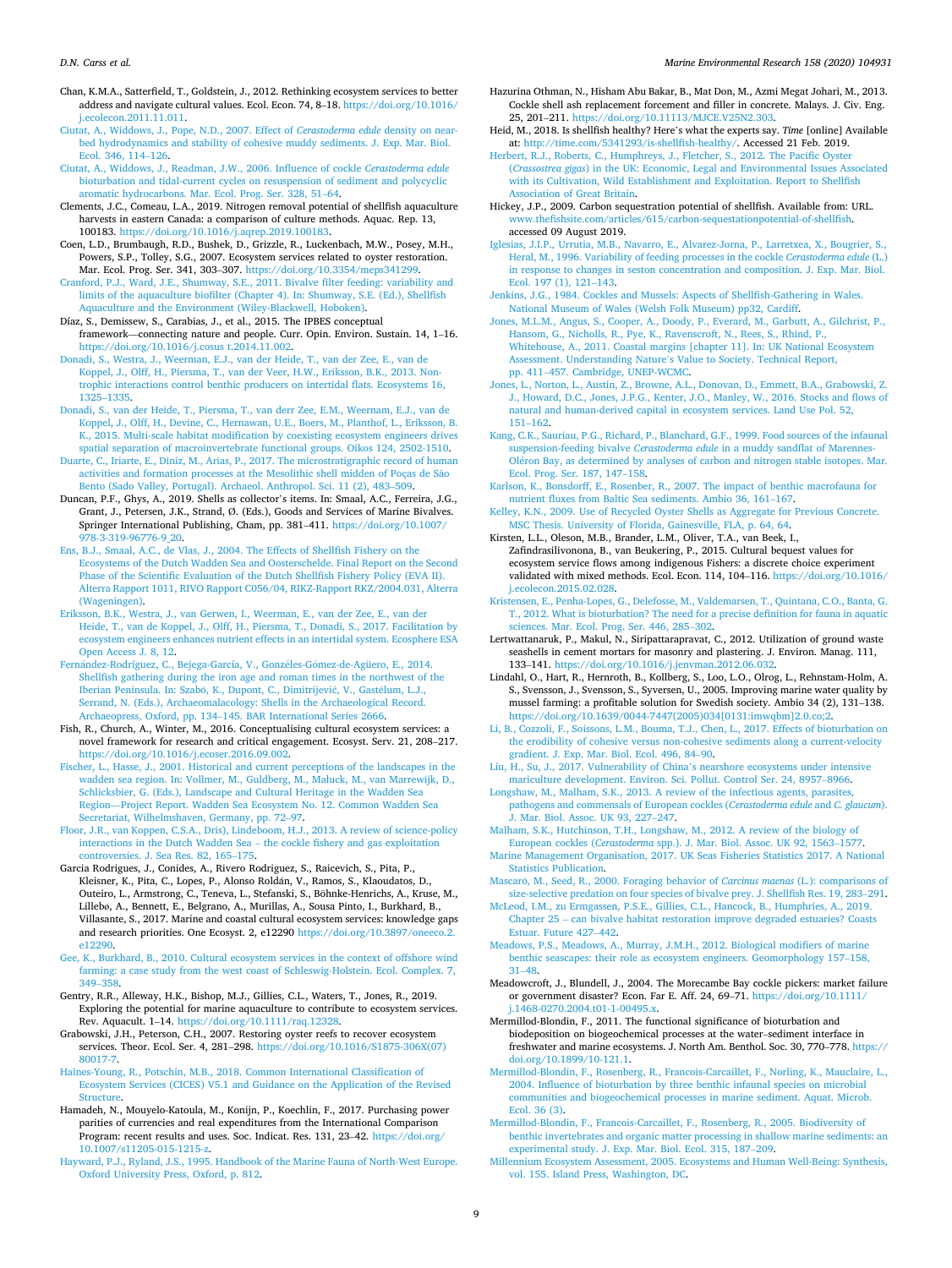Chan, K.M.A., Satterfield, T., Goldstein, J., 2012. Rethinking ecosystem services to better address and navigate cultural values. Ecol. Econ. 74, 8–18. https://doi.org/10.1016/j.ecolecon.2011.11.011.

Ciutat, A., Widdows, J., Pope, N.D., 2007. Effect of *Cerastoderma edule* density on near-bed hydrodynamics and stability of cohesive muddy sediments. J. Exp. Mar. Biol. Ecol. 346, 114–126.

Ciutat, A., Widdows, J., Readman, J.W., 2006. Influence of cockle *Cerastoderma edule* bioturbation and tidal-current cycles on resuspension of sediment and polycyclic aromatic hydrocarbons. Mar. Ecol. Prog. Ser. 328, 51–64.

Clements, J.C., Comeau, L.A., 2019. Nitrogen removal potential of shellfish aquaculture harvests in eastern Canada: a comparison of culture methods. Aquac. Rep. 13, 100183. https://doi.org/10.1016/j.aqrep.2019.100183.

Coen, L.D., Brumbaugh, R.D., Bushek, D., Grizzle, R., Luckenbach, M.W., Posey, M.H., Powers, S.P., Tolley, S.G., 2007. Ecosystem services related to oyster restoration. Mar. Ecol. Prog. Ser. 341, 303–307. https://doi.org/10.3354/meps341299.

Cranford, P.J., Ward, J.E., Shumway, S.E., 2011. Bivalve filter feeding: variability and limits of the aquaculture biofilter (Chapter 4). In: Shumway, S.E. (Ed.), Shellfish Aquaculture and the Environment (Wiley-Blackwell, Hoboken).

Díaz, S., Demissew, S., Carabias, J., et al., 2015. The IPBES conceptual framework—connecting nature and people. Curr. Opin. Environ. Sustain. 14, 1–16. https://doi.org/10.1016/j.cosus t.2014.11.002.

Donadi, S., Westra, J., Weerman, E.J., van der Heide, T., van der Zee, E., van de Koppel, J., Olff, H., Piersma, T., van der Veer, H.W., Eriksson, B.K., 2013. Non-trophic interactions control benthic producers on intertidal flats. Ecosystems 16, 1325–1335.

Donadi, S., van der Heide, T., Piersma, T., van derr Zee, E.M., Weerman, E.J., van de Koppel, J., Olff, H., Devine, C., Hernawan, U.E., Boers, M., Planthof, L., Eriksson, B. K., 2015. Multi-scale habitat modification by coexisting ecosystem engineers drives spatial separation of macroinvertebrate functional groups. Oikos 124, 2502-1510.

Duarte, C., Iriarte, E., Diniz, M., Arias, P., 2017. The microstratigraphic record of human activities and formation processes at the Mesolithic shell midden of Poças de São Bento (Sado Valley, Portugal). Archaeol. Anthropol. Sci. 11 (2), 483–509.

Duncan, P.F., Ghys, A., 2019. Shells as collector's items. In: Smaal, A.C., Ferreira, J.G., Grant, J., Petersen, J.K., Strand, Ø. (Eds.), Goods and Services of Marine Bivalves. Springer International Publishing, Cham, pp. 381–411. https://doi.org/10.1007/978-3-319-96776-9_20.

Ens, B.J., Smaal, A.C., de Vlas, J., 2004. The Effects of Shellfish Fishery on the Ecosystems of the Dutch Wadden Sea and Oosterschelde. Final Report on the Second Phase of the Scientific Evaluation of the Dutch Shellfish Fishery Policy (EVA II). Alterra Rapport 1011, RIVO Rapport C056/04, RIKZ-Rapport RKZ/2004.031, Alterra (Wageningen).

Eriksson, B.K., Westra, J., van Gerwen, I., Weerman, E., van der Zee, E., van der Heide, T., van de Koppel, J., Olff, H., Piersma, T., Donadi, S., 2017. Facilitation by ecosystem engineers enhances nutrient effects in an intertidal system. Ecosphere ESA Open Access J. 8, 12.

Fernández-Rodríguez, C., Bejega-García, V., Gonzéles-Gómez-de-Agüero, E., 2014. Shellfish gathering during the iron age and roman times in the northwest of the Iberian Peninsula. In: Szabó, K., Dupont, C., Dimitrijević, V., Gastélum, L.J., Serrand, N. (Eds.), Archaeomalacology: Shells in the Archaeological Record. Archaeopress, Oxford, pp. 134–145. BAR International Series 2666.

Fish, R., Church, A., Winter, M., 2016. Conceptualising cultural ecosystem services: a novel framework for research and critical engagement. Ecosyst. Serv. 21, 208–217. https://doi.org/10.1016/j.ecoser.2016.09.002.

Fischer, L., Hasse, J., 2001. Historical and current perceptions of the landscapes in the wadden sea region. In: Vollmer, M., Guldberg, M., Maluck, M., van Marrewijk, D., Schlicksbier, G. (Eds.), Landscape and Cultural Heritage in the Wadden Sea Region—Project Report. Wadden Sea Ecosystem No. 12. Common Wadden Sea Secretariat, Wilhelmshaven, Germany, pp. 72–97.

Floor, J.R., van Koppen, C.S.A., Dris), Lindeboom, H.J., 2013. A review of science-policy interactions in the Dutch Wadden Sea – the cockle fishery and gas exploitation controversies. J. Sea Res. 82, 165–175.

Garcia Rodrigues, J., Conides, A., Rivero Rodriguez, S., Raicevich, S., Pita, P., Kleisner, K., Pita, C., Lopes, P., Alonso Roldán, V., Ramos, S., Klaoudatos, D., Outeiro, L., Armstrong, C., Teneva, L., Stefanski, S., Böhnke-Henrichs, A., Kruse, M., Lillebø, A., Bennett, E., Belgrano, A., Murillas, A., Sousa Pinto, I., Burkhard, B., Villasante, S., 2017. Marine and coastal cultural ecosystem services: knowledge gaps and research priorities. One Ecosyst. 2, e12290 https://doi.org/10.3897/oneeco.2.e12290.

Gee, K., Burkhard, B., 2010. Cultural ecosystem services in the context of offshore wind farming: a case study from the west coast of Schleswig-Holstein. Ecol. Complex. 7, 349–358.

Gentry, R.R., Alleway, H.K., Bishop, M.J., Gillies, C.L., Waters, T., Jones, R., 2019. Exploring the potential for marine aquaculture to contribute to ecosystem services. Rev. Aquacult. 1–14. https://doi.org/10.1111/raq.12328.

Grabowski, J.H., Peterson, C.H., 2007. Restoring oyster reefs to recover ecosystem services. Theor. Ecol. Ser. 4, 281–298. https://doi.org/10.1016/S1875-306X(07)80017-7.

Haines-Young, R., Potschin, M.B., 2018. Common International Classification of Ecosystem Services (CICES) V5.1 and Guidance on the Application of the Revised Structure.

Hamadeh, N., Mouyelo-Katoula, M., Konijn, P., Koechlin, F., 2017. Purchasing power parities of currencies and real expenditures from the International Comparison Program: recent results and uses. Soc. Indicat. Res. 131, 23–42. https://doi.org/10.1007/s11205-015-1215-z.

Hayward, P.J., Ryland, J.S., 1995. Handbook of the Marine Fauna of North-West Europe. Oxford University Press, Oxford, p. 812.

Hazurina Othman, N., Hisham Abu Bakar, B., Mat Don, M., Azmi Megat Johari, M., 2013. Cockle shell ash replacement forcement and filler in concrete. Malays. J. Civ. Eng. 25, 201–211. https://doi.org/10.11113/MJCE.V25N2.303.

Heid, M., 2018. Is shellfish healthy? Here's what the experts say. *Time* [online] Available at: http://time.com/5341293/is-shellfish-healthy/. Accessed 21 Feb. 2019.

Herbert, R.J., Roberts, C., Humphreys, J., Fletcher, S., 2012. The Pacific Oyster (*Crassostrea gigas*) in the UK: Economic, Legal and Environmental Issues Associated with its Cultivation, Wild Establishment and Exploitation. Report to Shellfish Association of Great Britain.

Hickey, J.P., 2009. Carbon sequestration potential of shellfish. Available from: URL. www.thefishsite.com/articles/615/carbon-sequestationpotential-of-shellfish. accessed 09 August 2019.

Iglesias, J.I.P., Urrutia, M.B., Navarro, E., Alvarez-Jorna, P., Larretxea, X., Bougrier, S., Heral, M., 1996. Variability of feeding processes in the cockle *Cerastoderma edule* (L.) in response to changes in seston concentration and composition. J. Exp. Mar. Biol. Ecol. 197 (1), 121–143.

Jenkins, J.G., 1984. Cockles and Mussels: Aspects of Shellfish-Gathering in Wales. National Museum of Wales (Welsh Folk Museum) pp32, Cardiff.

Jones, M.L.M., Angus, S., Cooper, A., Doody, P., Everard, M., Garbutt, A., Gilchrist, P., Hansom, G., Nicholls, R., Pye, K., Ravenscroft, N., Rees, S., Rhind, P., Whitehouse, A., 2011. Coastal margins [chapter 11]. In: UK National Ecosystem Assessment. Understanding Nature's Value to Society. Technical Report, pp. 411–457. Cambridge, UNEP-WCMC.

Jones, L., Norton, L., Austin, Z., Browne, A.L., Donovan, D., Emmett, B.A., Grabowski, Z. J., Howard, D.C., Jones, J.P.G., Kenter, J.O., Manley, W., 2016. Stocks and flows of natural and human-derived capital in ecosystem services. Land Use Pol. 52, 151–162.

Kang, C.K., Sauriau, P.G., Richard, P., Blanchard, G.F., 1999. Food sources of the infaunal suspension-feeding bivalve *Cerastoderma edule* in a muddy sandflat of Marennes-Oléron Bay, as determined by analyses of carbon and nitrogen stable isotopes. Mar. Ecol. Prog. Ser. 187, 147–158.

Karlson, K., Bonsdorff, E., Rosenber, R., 2007. The impact of benthic macrofauna for nutrient fluxes from Baltic Sea sediments. Ambio 36, 161–167.

Kelley, K.N., 2009. Use of Recycled Oyster Shells as Aggregate for Previous Concrete. MSC Thesis. University of Florida, Gainesville, FLA, p. 64, 64.

Kirsten, L.L., Oleson, M.B., Brander, L.M., Oliver, T.A., van Beek, I., Zafindrasilivonona, B., van Beukering, P., 2015. Cultural bequest values for ecosystem service flows among indigenous Fishers: a discrete choice experiment validated with mixed methods. Ecol. Econ. 114, 104–116. https://doi.org/10.1016/j.ecolecon.2015.02.028.

Kristensen, E., Penha-Lopes, G., Delefosse, M., Valdemarsen, T., Quintana, C.O., Banta, G. T., 2012. What is bioturbation? The need for a precise definition for fauna in aquatic sciences. Mar. Ecol. Prog. Ser. 446, 285–302.

Lertwattanaruk, P., Makul, N., Siripattarapravat, C., 2012. Utilization of ground waste seashells in cement mortars for masonry and plastering. J. Environ. Manag. 111, 133–141. https://doi.org/10.1016/j.jenvman.2012.06.032.

Lindahl, O., Hart, R., Hernroth, B., Kollberg, S., Loo, L.O., Olrog, L., Rehnstam-Holm, A. S., Svensson, J., Svensson, S., Syversen, U., 2005. Improving marine water quality by mussel farming: a profitable solution for Swedish society. Ambio 34 (2), 131–138. https://doi.org/10.1639/0044-7447(2005)034[0131:imwqbm]2.0.co;2.

Li, B., Cozzoli, F., Soissons, L.M., Bouma, T.J., Chen, L., 2017. Effects of bioturbation on the erodibility of cohesive versus non-cohesive sediments along a current-velocity gradient. J. Exp. Mar. Biol. Ecol. 496, 84–90.

Liu, H., Su, J., 2017. Vulnerability of China's nearshore ecosystems under intensive mariculture development. Environ. Sci. Pollut. Control Ser. 24, 8957–8966.

Longshaw, M., Malham, S.K., 2013. A review of the infectious agents, parasites, pathogens and commensals of European cockles (*Cerastoderma edule* and *C. glaucum*). J. Mar. Biol. Assoc. UK 93, 227–247.

Malham, S.K., Hutchinson, T.H., Longshaw, M., 2012. A review of the biology of European cockles (*Cerastoderma* spp.). J. Mar. Biol. Assoc. UK 92, 1563–1577.

Marine Management Organisation, 2017. UK Seas Fisheries Statistics 2017. A National Statistics Publication.

Mascaró, M., Seed, R., 2000. Foraging behavior of *Carcinus maenas* (L.): comparisons of size-selective predation on four species of bivalve prey. J. Shellfish Res. 19, 283–291.

McLeod, I.M., zu Ermgassen, P.S.E., Gillies, C.L., Hancock, B., Humphries, A., 2019. Chapter 25 – can bivalve habitat restoration improve degraded estuaries? Coasts Estuar. Future 427–442.

Meadows, P.S., Meadows, A., Murray, J.M.H., 2012. Biological modifiers of marine benthic seascapes: their role as ecosystem engineers. Geomorphology 157–158, 31–48.

Meadowcroft, J., Blundell, J., 2004. The Morecambe Bay cockle pickers: market failure or government disaster? Econ. Fa E. Aff. 24, 69–71. https://doi.org/10.1111/j.1468-0270.2004.t01-1-00495.x.

Mermillod-Blondin, F., 2011. The functional significance of bioturbation and biodeposition on biogeochemical processes at the water–sediment interface in freshwater and marine ecosystems. J. North Am. Benthol. Soc. 30, 770–778. https://doi.org/10.1899/10-121.1.

Mermillod-Blondin, F., Rosenberg, R., Francois-Carcaillet, F., Norling, K., Mauclaire, L., 2004. Influence of bioturbation by three benthic infaunal species on microbial communities and biogeochemical processes in marine sediment. Aquat. Microb. Ecol. 36 (3).

Mermillod-Blondin, F., Francois-Carcaillet, F., Rosenberg, R., 2005. Biodiversity of benthic invertebrates and organic matter processing in shallow marine sediments: an experimental study. J. Exp. Mar. Biol. Ecol. 315, 187–209.

Millennium Ecosystem Assessment, 2005. Ecosystems and Human Well-Being: Synthesis, vol. 155. Island Press, Washington, DC.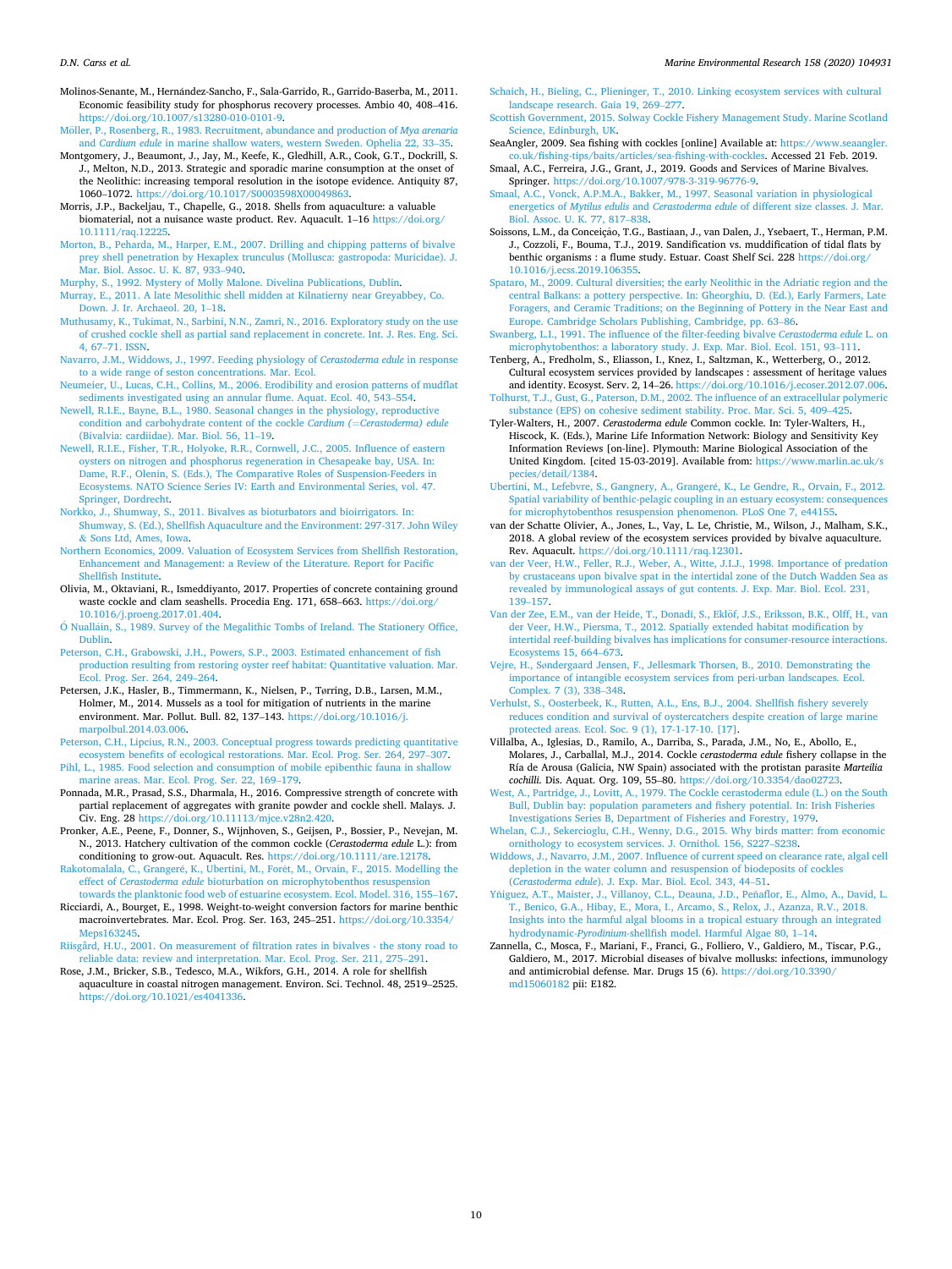Molinos-Senante, M., Hernández-Sancho, F., Sala-Garrido, R., Garrido-Baserba, M., 2011. Economic feasibility study for phosphorus recovery processes. Ambio 40, 408–416. https://doi.org/10.1007/s13280-010-0101-9.

Möller, P., Rosenberg, R., 1983. Recruitment, abundance and production of *Mya arenaria* and *Cardium edule* in marine shallow waters, western Sweden. Ophelia 22, 33–35.

Montgomery, J., Beaumont, J., Jay, M., Keefe, K., Gledhill, A.R., Cook, G.T., Dockrill, S. J., Melton, N.D., 2013. Strategic and sporadic marine consumption at the onset of the Neolithic: increasing temporal resolution in the isotope evidence. Antiquity 87, 1060–1072. https://doi.org/10.1017/S0003598X00049863.

Morris, J.P., Backeljau, T., Chapelle, G., 2018. Shells from aquaculture: a valuable biomaterial, not a nuisance waste product. Rev. Aquacult. 1–16 https://doi.org/10.1111/raq.12225.

Morton, B., Peharda, M., Harper, E.M., 2007. Drilling and chipping patterns of bivalve prey shell penetration by Hexaplex trunculus (Mollusca: gastropoda: Muricidae). J. Mar. Biol. Assoc. U. K. 87, 933–940.

Murphy, S., 1992. Mystery of Molly Malone. Divelina Publications, Dublin.

Murray, E., 2011. A late Mesolithic shell midden at Kilnatierny near Greyabbey, Co. Down. J. Ir. Archaeol. 20, 1–18.

Muthusamy, K., Tukimat, N., Sarbini, N.N., Zamri, N., 2016. Exploratory study on the use of crushed cockle shell as partial sand replacement in concrete. Int. J. Res. Eng. Sci. 4, 67–71. ISSN.

Navarro, J.M., Widdows, J., 1997. Feeding physiology of *Cerastoderma edule* in response to a wide range of seston concentrations. Mar. Ecol.

Neumeier, U., Lucas, C.H., Collins, M., 2006. Erodibility and erosion patterns of mudflat sediments investigated using an annular flume. Aquat. Ecol. 40, 543–554.

Newell, R.I.E., Bayne, B.L., 1980. Seasonal changes in the physiology, reproductive condition and carbohydrate content of the cockle *Cardium (=Cerastoderma) edule* (Bivalvia: cardiidae). Mar. Biol. 56, 11–19.

Newell, R.I.E., Fisher, T.R., Holyoke, R.R., Cornwell, J.C., 2005. Influence of eastern oysters on nitrogen and phosphorus regeneration in Chesapeake bay, USA. In: Dame, R.F., Olenin, S. (Eds.), The Comparative Roles of Suspension-Feeders in Ecosystems. NATO Science Series IV: Earth and Environmental Series, vol. 47. Springer, Dordrecht.

Norkko, J., Shumway, S., 2011. Bivalves as bioturbators and bioirrigators. In: Shumway, S. (Ed.), Shellfish Aquaculture and the Environment: 297-317. John Wiley & Sons Ltd, Ames, Iowa.

Northern Economics, 2009. Valuation of Ecosystem Services from Shellfish Restoration, Enhancement and Management: a Review of the Literature. Report for Pacific Shellfish Institute.

Olivia, M., Oktaviani, R., Ismeddiyanto, 2017. Properties of concrete containing ground waste cockle and clam seashells. Procedia Eng. 171, 658–663. https://doi.org/10.1016/j.proeng.2017.01.404.

Ó Nualláin, S., 1989. Survey of the Megalithic Tombs of Ireland. The Stationery Office, Dublin.

Peterson, C.H., Grabowski, J.H., Powers, S.P., 2003. Estimated enhancement of fish production resulting from restoring oyster reef habitat: Quantitative valuation. Mar. Ecol. Prog. Ser. 264, 249–264.

Petersen, J.K., Hasler, B., Timmermann, K., Nielsen, P., Tørring, D.B., Larsen, M.M., Holmer, M., 2014. Mussels as a tool for mitigation of nutrients in the marine environment. Mar. Pollut. Bull. 82, 137–143. https://doi.org/10.1016/j.marpolbul.2014.03.006.

Peterson, C.H., Lipcius, R.N., 2003. Conceptual progress towards predicting quantitative ecosystem benefits of ecological restorations. Mar. Ecol. Prog. Ser. 264, 297–307.

Pihl, L., 1985. Food selection and consumption of mobile epibenthic fauna in shallow marine areas. Mar. Ecol. Prog. Ser. 22, 169–179.

Ponnada, M.R., Prasad, S.S., Dharmala, H., 2016. Compressive strength of concrete with partial replacement of aggregates with granite powder and cockle shell. Malays. J. Civ. Eng. 28 https://doi.org/10.11113/mjce.v28n2.420.

Pronker, A.E., Peene, F., Donner, S., Wijnhoven, S., Geijsen, P., Bossier, P., Nevejan, M. N., 2013. Hatchery cultivation of the common cockle (*Cerastoderma edule* L.): from conditioning to grow-out. Aquacult. Res. https://doi.org/10.1111/are.12178.

Rakotomalala, C., Grangeré, K., Ubertini, M., Forêt, M., Orvain, F., 2015. Modelling the effect of *Cerastoderma edule* bioturbation on microphytobenthos resuspension towards the planktonic food web of estuarine ecosystem. Ecol. Model. 316, 155–167.

Ricciardi, A., Bourget, E., 1998. Weight-to-weight conversion factors for marine benthic macroinvertebrates. Mar. Ecol. Prog. Ser. 163, 245–251. https://doi.org/10.3354/Meps163245.

Riisgård, H.U., 2001. On measurement of filtration rates in bivalves - the stony road to reliable data: review and interpretation. Mar. Ecol. Prog. Ser. 211, 275–291.

Rose, J.M., Bricker, S.B., Tedesco, M.A., Wikfors, G.H., 2014. A role for shellfish aquaculture in coastal nitrogen management. Environ. Sci. Technol. 48, 2519–2525. https://doi.org/10.1021/es4041336.

Schaich, H., Bieling, C., Plieninger, T., 2010. Linking ecosystem services with cultural landscape research. Gaia 19, 269–277.

Scottish Government, 2015. Solway Cockle Fishery Management Study. Marine Scotland Science, Edinburgh, UK.

SeaAngler, 2009. Sea fishing with cockles [online] Available at: https://www.seaangler.co.uk/fishing-tips/baits/articles/sea-fishing-with-cockles. Accessed 21 Feb. 2019.

Smaal, A.C., Ferreira, J.G., Grant, J., 2019. Goods and Services of Marine Bivalves. Springer. https://doi.org/10.1007/978-3-319-96776-9.

Smaal, A.C., Vonck, A.P.M.A., Bakker, M., 1997. Seasonal variation in physiological energetics of *Mytilus edulis* and *Cerastoderma edule* of different size classes. J. Mar. Biol. Assoc. U. K. 77, 817–838.

Soissons, L.M., da Conceição, T.G., Bastiaan, J., van Dalen, J., Ysebaert, T., Herman, P.M. J., Cozzoli, F., Bouma, T.J., 2019. Sandification vs. muddification of tidal flats by benthic organisms : a flume study. Estuar. Coast Shelf Sci. 228 https://doi.org/10.1016/j.ecss.2019.106355.

Spataro, M., 2009. Cultural diversities; the early Neolithic in the Adriatic region and the central Balkans: a pottery perspective. In: Gheorghiu, D. (Ed.), Early Farmers, Late Foragers, and Ceramic Traditions; on the Beginning of Pottery in the Near East and Europe. Cambridge Scholars Publishing, Cambridge, pp. 63–86.

Swanberg, I.L., 1991. The influence of the filter-feeding bivalve *Cerastoderma edule* L. on microphytobenthos: a laboratory study. J. Exp. Mar. Biol. Ecol. 151, 93–111.

Tenberg, A., Fredholm, S., Eliasson, I., Knez, I., Saltzman, K., Wetterberg, O., 2012. Cultural ecosystem services provided by landscapes : assessment of heritage values and identity. Ecosyst. Serv. 2, 14–26. https://doi.org/10.1016/j.ecoser.2012.07.006.

Tolhurst, T.J., Gust, G., Paterson, D.M., 2002. The influence of an extracellular polymeric substance (EPS) on cohesive sediment stability. Proc. Mar. Sci. 5, 409–425.

Tyler-Walters, H., 2007. *Cerastoderma edule* Common cockle. In: Tyler-Walters, H., Hiscock, K. (Eds.), Marine Life Information Network: Biology and Sensitivity Key Information Reviews [on-line]. Plymouth: Marine Biological Association of the United Kingdom. [cited 15-03-2019]. Available from: https://www.marlin.ac.uk/species/detail/1384.

Ubertini, M., Lefebvre, S., Gangnery, A., Grangeré, K., Le Gendre, R., Orvain, F., 2012. Spatial variability of benthic-pelagic coupling in an estuary ecosystem: consequences for microphytobenthos resuspension phenomenon. PLoS One 7, e44155.

van der Schatte Olivier, A., Jones, L., Vay, L. Le, Christie, M., Wilson, J., Malham, S.K., 2018. A global review of the ecosystem services provided by bivalve aquaculture. Rev. Aquacult. https://doi.org/10.1111/raq.12301.

van der Veer, H.W., Feller, R.J., Weber, A., Witte, J.I.J., 1998. Importance of predation by crustaceans upon bivalve spat in the intertidal zone of the Dutch Wadden Sea as revealed by immunological assays of gut contents. J. Exp. Mar. Biol. Ecol. 231, 139–157.

Van der Zee, E.M., van der Heide, T., Donadi, S., Eklöf, J.S., Eriksson, B.K., Olff, H., van der Veer, H.W., Piersma, T., 2012. Spatially extended habitat modification by intertidal reef-building bivalves has implications for consumer-resource interactions. Ecosystems 15, 664–673.

Vejre, H., Søndergaard Jensen, F., Jellesmark Thorsen, B., 2010. Demonstrating the importance of intangible ecosystem services from peri-urban landscapes. Ecol. Complex. 7 (3), 338–348.

Verhulst, S., Oosterbeek, K., Rutten, A.L., Ens, B.J., 2004. Shellfish fishery severely reduces condition and survival of oystercatchers despite creation of large marine protected areas. Ecol. Soc. 9 (1), 17-1-17-10. [17].

Villalba, A., Iglesias, D., Ramilo, A., Darriba, S., Parada, J.M., No, E., Abollo, E., Molares, J., Carballal, M.J., 2014. Cockle *cerastoderma edule* fishery collapse in the Ría de Arousa (Galicia, NW Spain) associated with the protistan parasite *Marteilia cochilli*. Dis. Aquat. Org. 109, 55–80. https://doi.org/10.3354/dao02723.

West, A., Partridge, J., Lovitt, A., 1979. The Cockle cerastoderma edule (L.) on the South Bull, Dublin bay: population parameters and fishery potential. In: Irish Fisheries Investigations Series B, Department of Fisheries and Forestry, 1979.

Whelan, C.J., Sekercioglu, C.H., Wenny, D.G., 2015. Why birds matter: from economic ornithology to ecosystem services. J. Ornithol. 156, S227–S238.

Widdows, J., Navarro, J.M., 2007. Influence of current speed on clearance rate, algal cell depletion in the water column and resuspension of biodeposits of cockles (*Cerastoderma edule*). J. Exp. Mar. Biol. Ecol. 343, 44–51.

Yñiguez, A.T., Maister, J., Villanoy, C.L., Deauna, J.D., Peñaflor, E., Almo, A., David, L. T., Benico, G.A., Hibay, E., Mora, I., Arcamo, S., Relox, J., Azanza, R.V., 2018. Insights into the harmful algal blooms in a tropical estuary through an integrated hydrodynamic-*Pyrodinium*-shellfish model. Harmful Algae 80, 1–14.

Zannella, C., Mosca, F., Mariani, F., Franci, G., Folliero, V., Galdiero, M., Tiscar, P.G., Galdiero, M., 2017. Microbial diseases of bivalve mollusks: infections, immunology and antimicrobial defense. Mar. Drugs 15 (6). https://doi.org/10.3390/md15060182 pii: E182.